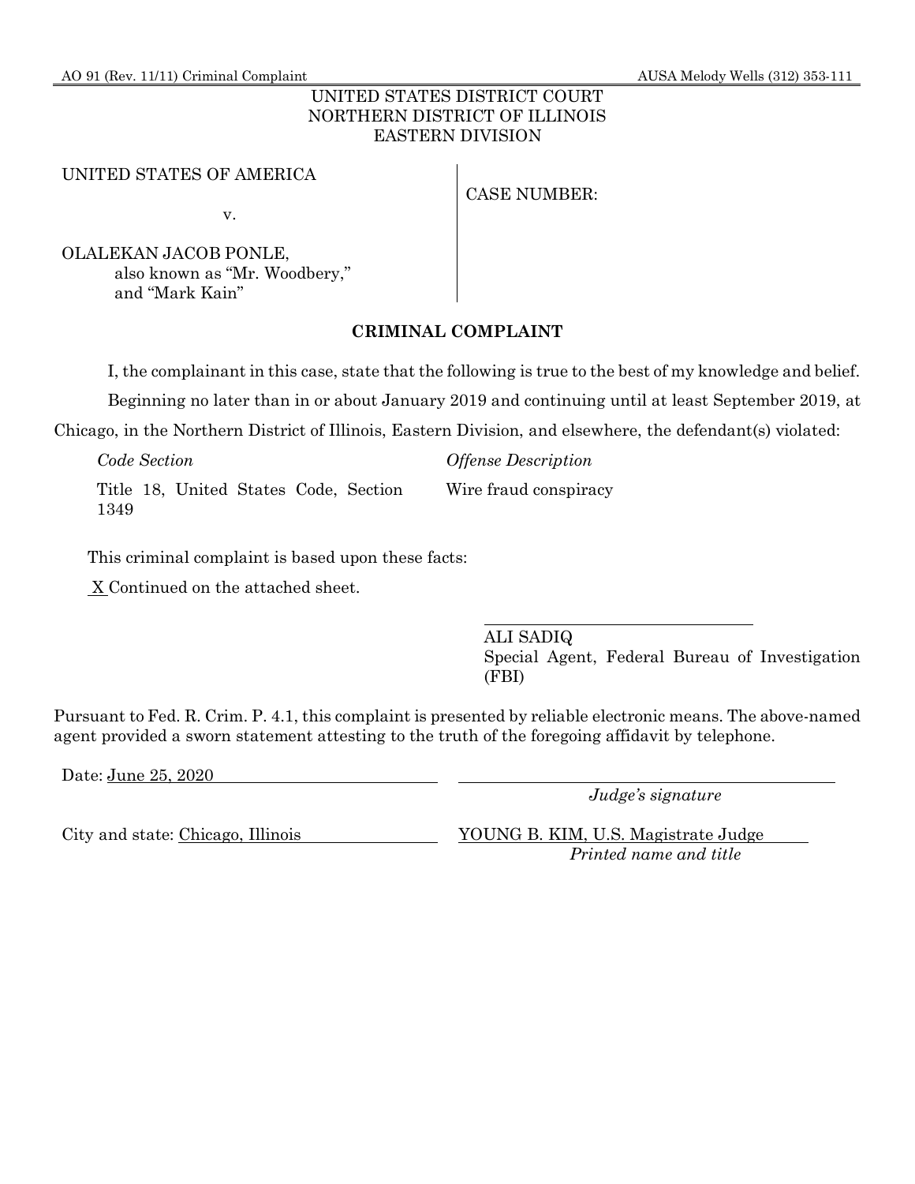AO 91 (Rev. 11/11) Criminal Complaint AUSA Melody Wells (312) 353-111

UNITED STATES DISTRICT COURT
NORTHERN DISTRICT OF ILLINOIS
EASTERN DIVISION

| | |
|---|---|
| UNITED STATES OF AMERICA<br><br>v.<br><br>OLALEKAN JACOB PONLE,<br>also known as "Mr. Woodbery,"<br>and "Mark Kain" | CASE NUMBER: |

## CRIMINAL COMPLAINT

I, the complainant in this case, state that the following is true to the best of my knowledge and belief.

Beginning no later than in or about January 2019 and continuing until at least September 2019, at Chicago, in the Northern District of Illinois, Eastern Division, and elsewhere, the defendant(s) violated:

| *Code Section* | *Offense Description* |
|---|---|
| Title 18, United States Code, Section 1349 | Wire fraud conspiracy |

This criminal complaint is based upon these facts:

X Continued on the attached sheet.

ALI SADIQ
Special Agent, Federal Bureau of Investigation (FBI)

Pursuant to Fed. R. Crim. P. 4.1, this complaint is presented by reliable electronic means. The above-named agent provided a sworn statement attesting to the truth of the foregoing affidavit by telephone.

Date: June 25, 2020

*Judge's signature*

City and state: Chicago, Illinois

YOUNG B. KIM, U.S. Magistrate Judge
*Printed name and title*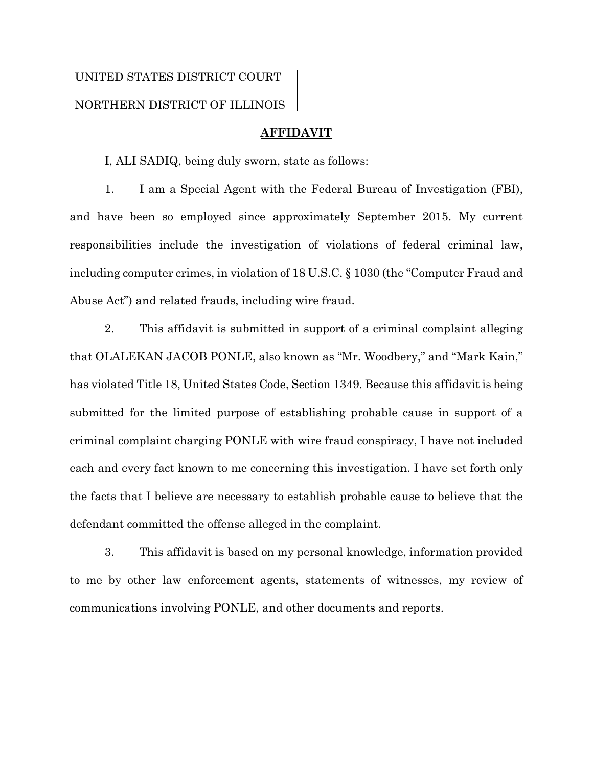UNITED STATES DISTRICT COURT

NORTHERN DISTRICT OF ILLINOIS

**AFFIDAVIT**

I, ALI SADIQ, being duly sworn, state as follows:

1. I am a Special Agent with the Federal Bureau of Investigation (FBI), and have been so employed since approximately September 2015. My current responsibilities include the investigation of violations of federal criminal law, including computer crimes, in violation of 18 U.S.C. § 1030 (the "Computer Fraud and Abuse Act") and related frauds, including wire fraud.

2. This affidavit is submitted in support of a criminal complaint alleging that OLALEKAN JACOB PONLE, also known as "Mr. Woodbery," and "Mark Kain," has violated Title 18, United States Code, Section 1349. Because this affidavit is being submitted for the limited purpose of establishing probable cause in support of a criminal complaint charging PONLE with wire fraud conspiracy, I have not included each and every fact known to me concerning this investigation. I have set forth only the facts that I believe are necessary to establish probable cause to believe that the defendant committed the offense alleged in the complaint.

3. This affidavit is based on my personal knowledge, information provided to me by other law enforcement agents, statements of witnesses, my review of communications involving PONLE, and other documents and reports.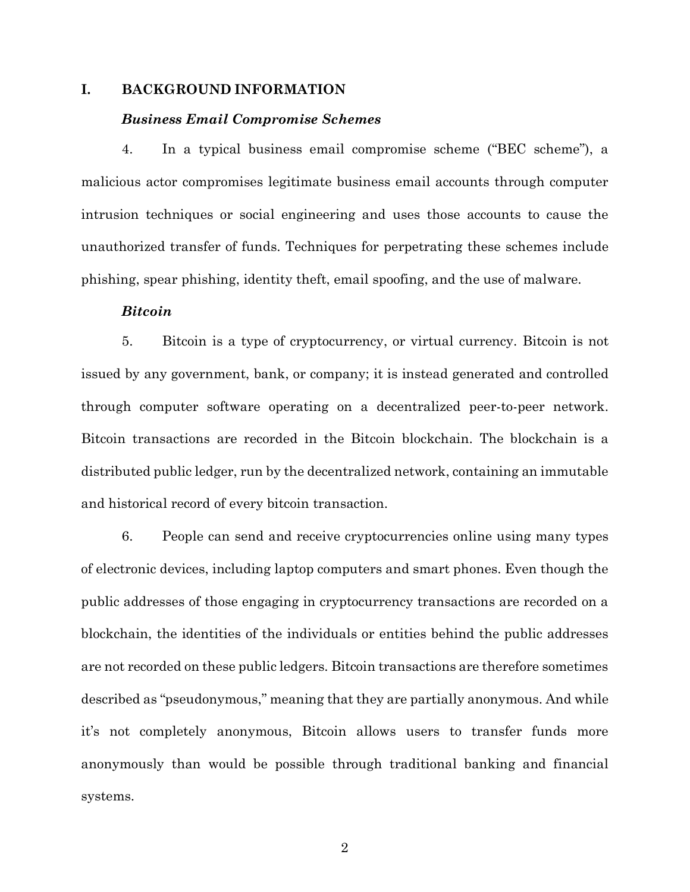## I. BACKGROUND INFORMATION

### *Business Email Compromise Schemes*

4. In a typical business email compromise scheme ("BEC scheme"), a malicious actor compromises legitimate business email accounts through computer intrusion techniques or social engineering and uses those accounts to cause the unauthorized transfer of funds. Techniques for perpetrating these schemes include phishing, spear phishing, identity theft, email spoofing, and the use of malware.

### *Bitcoin*

5. Bitcoin is a type of cryptocurrency, or virtual currency. Bitcoin is not issued by any government, bank, or company; it is instead generated and controlled through computer software operating on a decentralized peer-to-peer network. Bitcoin transactions are recorded in the Bitcoin blockchain. The blockchain is a distributed public ledger, run by the decentralized network, containing an immutable and historical record of every bitcoin transaction.

6. People can send and receive cryptocurrencies online using many types of electronic devices, including laptop computers and smart phones. Even though the public addresses of those engaging in cryptocurrency transactions are recorded on a blockchain, the identities of the individuals or entities behind the public addresses are not recorded on these public ledgers. Bitcoin transactions are therefore sometimes described as "pseudonymous," meaning that they are partially anonymous. And while it's not completely anonymous, Bitcoin allows users to transfer funds more anonymously than would be possible through traditional banking and financial systems.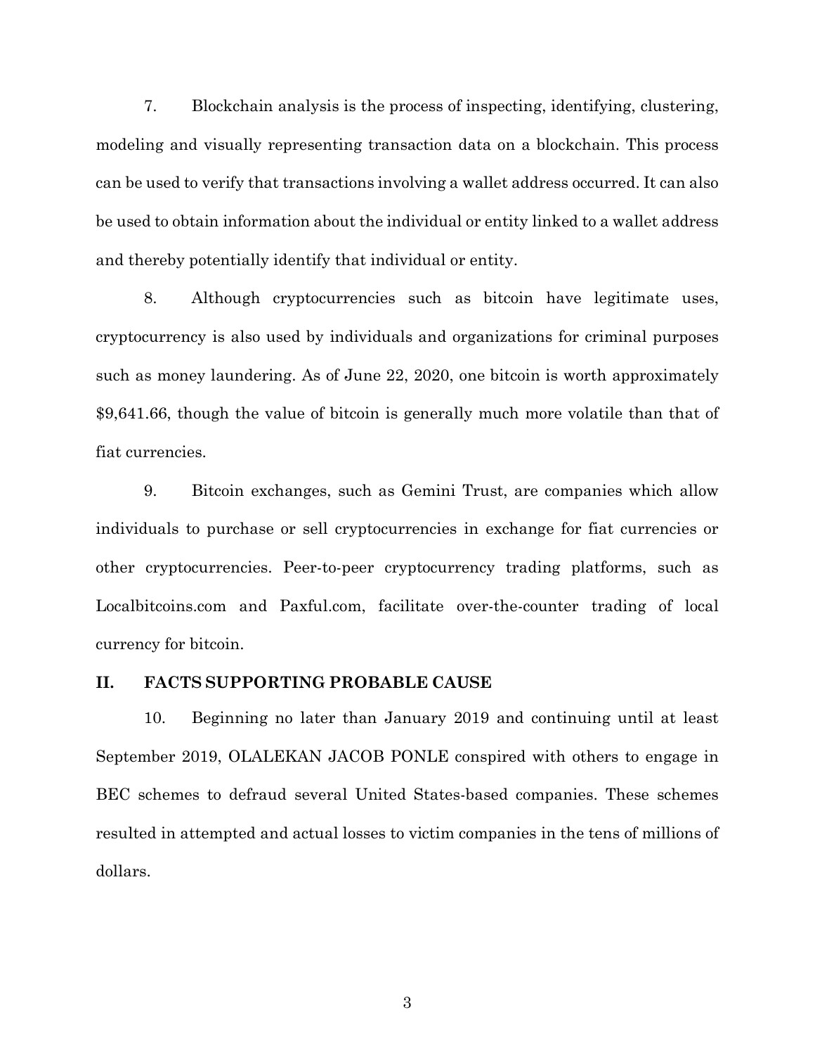7. Blockchain analysis is the process of inspecting, identifying, clustering, modeling and visually representing transaction data on a blockchain. This process can be used to verify that transactions involving a wallet address occurred. It can also be used to obtain information about the individual or entity linked to a wallet address and thereby potentially identify that individual or entity.

8. Although cryptocurrencies such as bitcoin have legitimate uses, cryptocurrency is also used by individuals and organizations for criminal purposes such as money laundering. As of June 22, 2020, one bitcoin is worth approximately $9,641.66, though the value of bitcoin is generally much more volatile than that of fiat currencies.

9. Bitcoin exchanges, such as Gemini Trust, are companies which allow individuals to purchase or sell cryptocurrencies in exchange for fiat currencies or other cryptocurrencies. Peer-to-peer cryptocurrency trading platforms, such as Localbitcoins.com and Paxful.com, facilitate over-the-counter trading of local currency for bitcoin.

## II. FACTS SUPPORTING PROBABLE CAUSE

10. Beginning no later than January 2019 and continuing until at least September 2019, OLALEKAN JACOB PONLE conspired with others to engage in BEC schemes to defraud several United States-based companies. These schemes resulted in attempted and actual losses to victim companies in the tens of millions of dollars.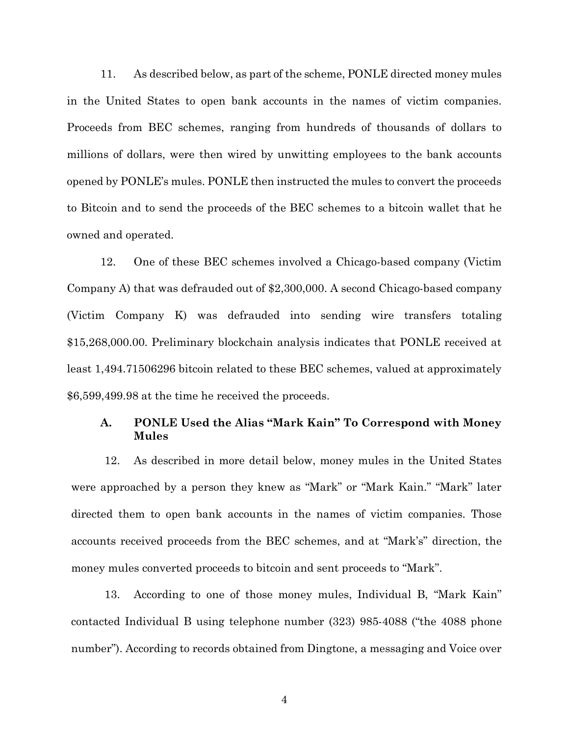11. As described below, as part of the scheme, PONLE directed money mules in the United States to open bank accounts in the names of victim companies. Proceeds from BEC schemes, ranging from hundreds of thousands of dollars to millions of dollars, were then wired by unwitting employees to the bank accounts opened by PONLE's mules. PONLE then instructed the mules to convert the proceeds to Bitcoin and to send the proceeds of the BEC schemes to a bitcoin wallet that he owned and operated.

12. One of these BEC schemes involved a Chicago-based company (Victim Company A) that was defrauded out of $2,300,000. A second Chicago-based company (Victim Company K) was defrauded into sending wire transfers totaling $15,268,000.00. Preliminary blockchain analysis indicates that PONLE received at least 1,494.71506296 bitcoin related to these BEC schemes, valued at approximately $6,599,499.98 at the time he received the proceeds.

### A. PONLE Used the Alias "Mark Kain" To Correspond with Money Mules

12. As described in more detail below, money mules in the United States were approached by a person they knew as "Mark" or "Mark Kain." "Mark" later directed them to open bank accounts in the names of victim companies. Those accounts received proceeds from the BEC schemes, and at "Mark's" direction, the money mules converted proceeds to bitcoin and sent proceeds to "Mark".

13. According to one of those money mules, Individual B, "Mark Kain" contacted Individual B using telephone number (323) 985-4088 ("the 4088 phone number"). According to records obtained from Dingtone, a messaging and Voice over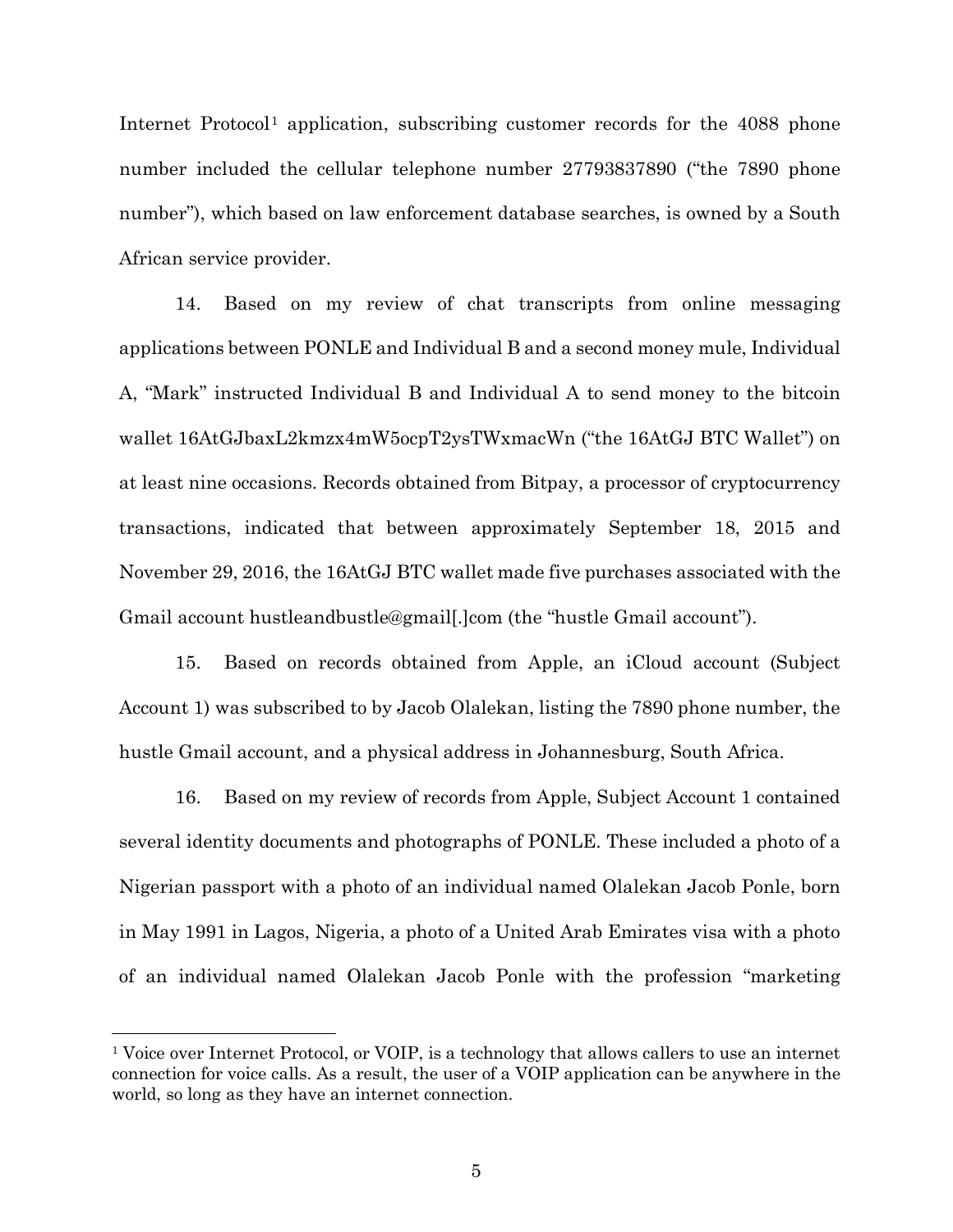Internet Protocol[1] application, subscribing customer records for the 4088 phone number included the cellular telephone number 27793837890 ("the 7890 phone number"), which based on law enforcement database searches, is owned by a South African service provider.

14. Based on my review of chat transcripts from online messaging applications between PONLE and Individual B and a second money mule, Individual A, "Mark" instructed Individual B and Individual A to send money to the bitcoin wallet 16AtGJbaxL2kmzx4mW5ocpT2ysTWxmacWn ("the 16AtGJ BTC Wallet") on at least nine occasions. Records obtained from Bitpay, a processor of cryptocurrency transactions, indicated that between approximately September 18, 2015 and November 29, 2016, the 16AtGJ BTC wallet made five purchases associated with the Gmail account hustleandbustle@gmail[.]com (the "hustle Gmail account").

15. Based on records obtained from Apple, an iCloud account (Subject Account 1) was subscribed to by Jacob Olalekan, listing the 7890 phone number, the hustle Gmail account, and a physical address in Johannesburg, South Africa.

16. Based on my review of records from Apple, Subject Account 1 contained several identity documents and photographs of PONLE. These included a photo of a Nigerian passport with a photo of an individual named Olalekan Jacob Ponle, born in May 1991 in Lagos, Nigeria, a photo of a United Arab Emirates visa with a photo of an individual named Olalekan Jacob Ponle with the profession "marketing

[1] Voice over Internet Protocol, or VOIP, is a technology that allows callers to use an internet connection for voice calls. As a result, the user of a VOIP application can be anywhere in the world, so long as they have an internet connection.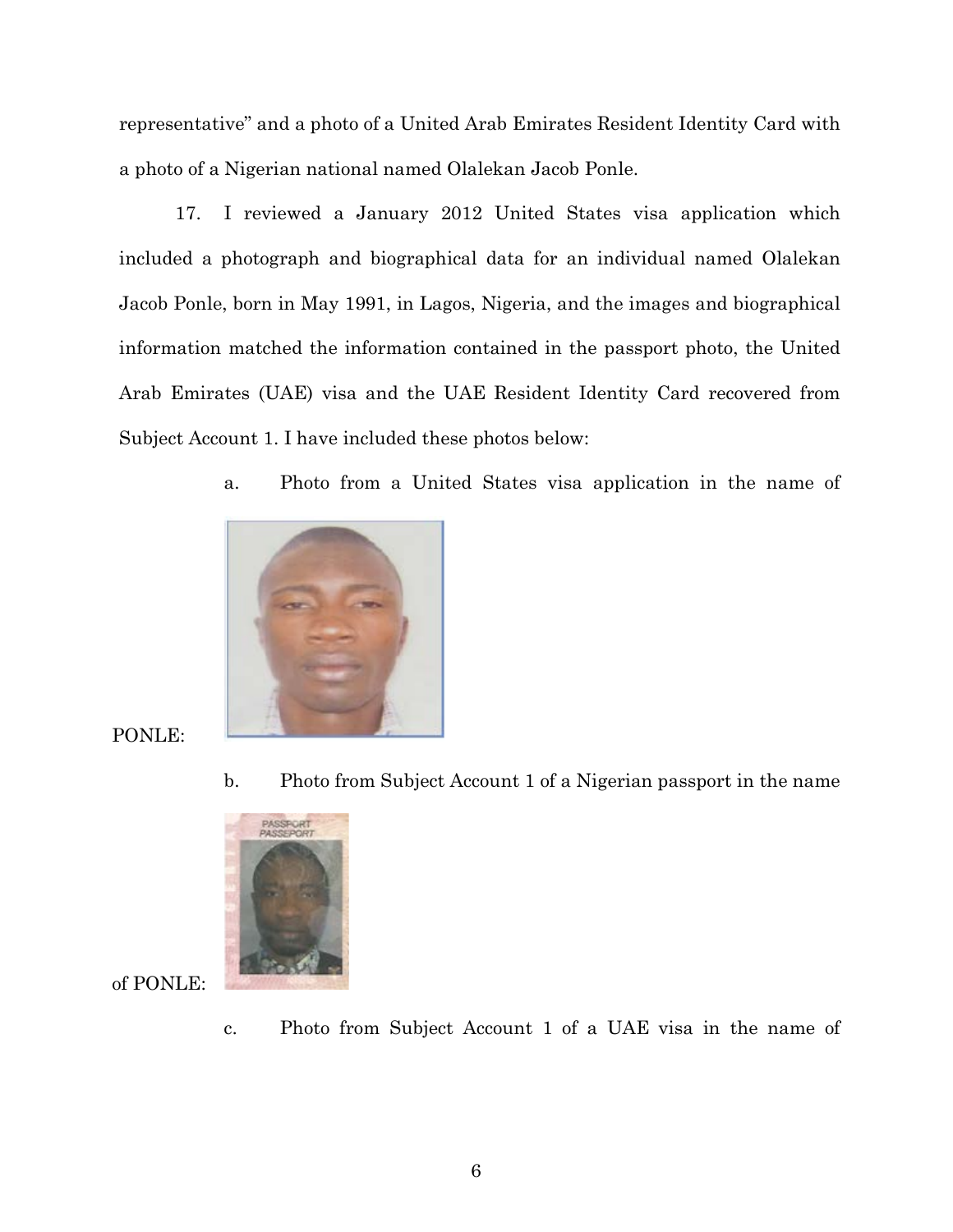representative" and a photo of a United Arab Emirates Resident Identity Card with a photo of a Nigerian national named Olalekan Jacob Ponle.

17. I reviewed a January 2012 United States visa application which included a photograph and biographical data for an individual named Olalekan Jacob Ponle, born in May 1991, in Lagos, Nigeria, and the images and biographical information matched the information contained in the passport photo, the United Arab Emirates (UAE) visa and the UAE Resident Identity Card recovered from Subject Account 1. I have included these photos below:

a. Photo from a United States visa application in the name of PONLE:

b. Photo from Subject Account 1 of a Nigerian passport in the name of PONLE:

c. Photo from Subject Account 1 of a UAE visa in the name of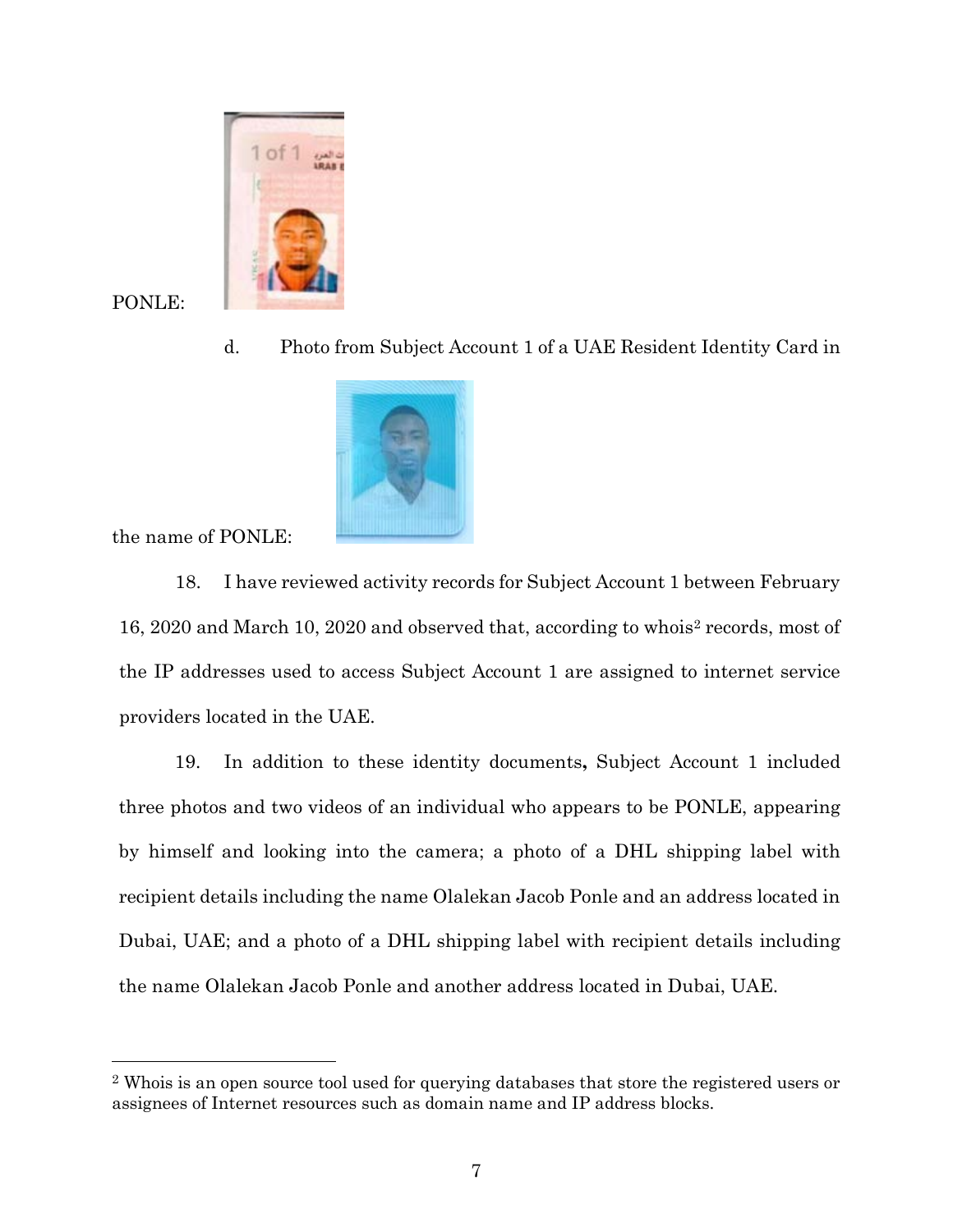PONLE:

d. Photo from Subject Account 1 of a UAE Resident Identity Card in the name of PONLE:

18. I have reviewed activity records for Subject Account 1 between February 16, 2020 and March 10, 2020 and observed that, according to whois[2] records, most of the IP addresses used to access Subject Account 1 are assigned to internet service providers located in the UAE.

19. In addition to these identity documents**,** Subject Account 1 included three photos and two videos of an individual who appears to be PONLE, appearing by himself and looking into the camera; a photo of a DHL shipping label with recipient details including the name Olalekan Jacob Ponle and an address located in Dubai, UAE; and a photo of a DHL shipping label with recipient details including the name Olalekan Jacob Ponle and another address located in Dubai, UAE.

---

[2] Whois is an open source tool used for querying databases that store the registered users or assignees of Internet resources such as domain name and IP address blocks.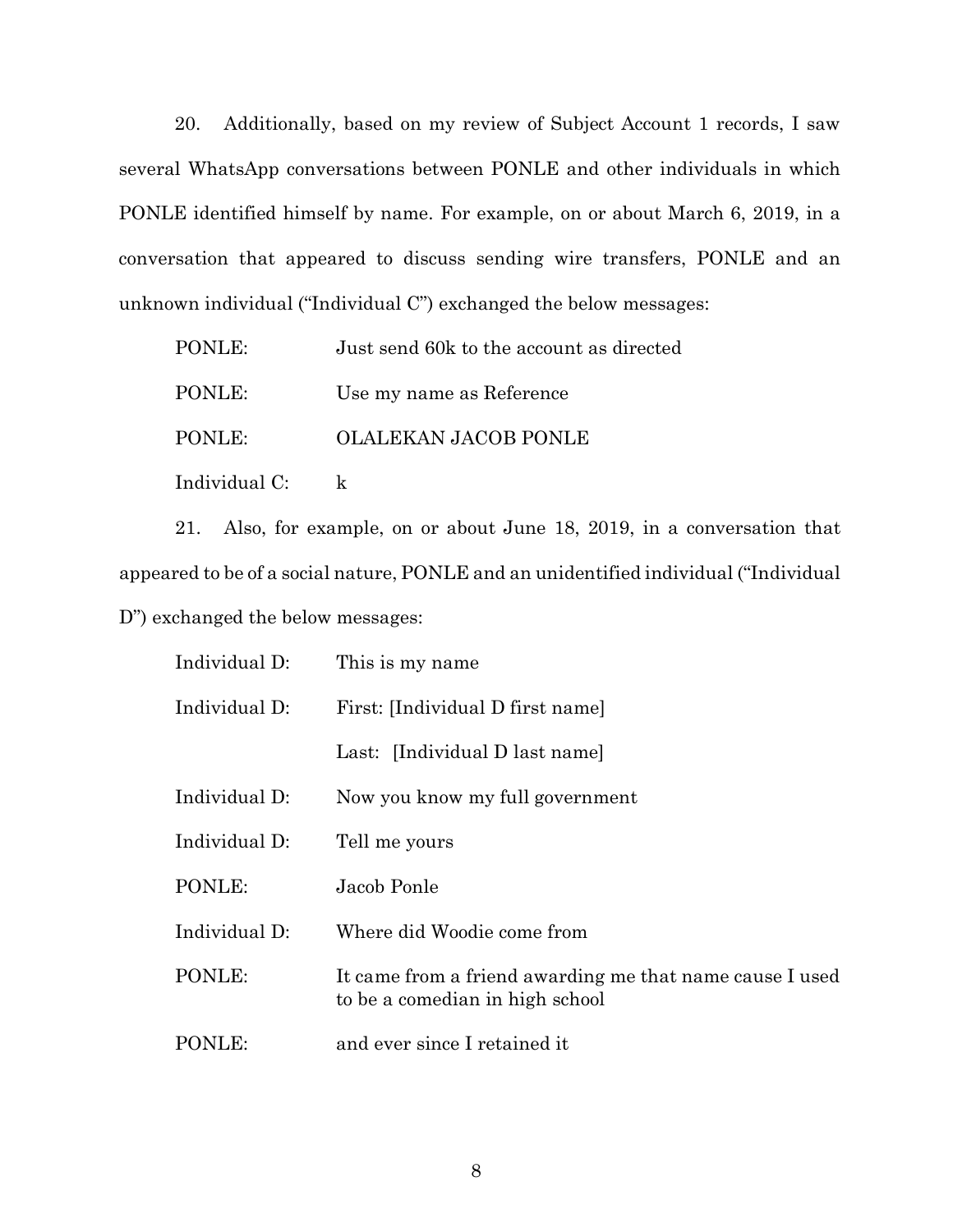20. Additionally, based on my review of Subject Account 1 records, I saw several WhatsApp conversations between PONLE and other individuals in which PONLE identified himself by name. For example, on or about March 6, 2019, in a conversation that appeared to discuss sending wire transfers, PONLE and an unknown individual ("Individual C") exchanged the below messages:

| | |
|---|---|
| PONLE: | Just send 60k to the account as directed |
| PONLE: | Use my name as Reference |
| PONLE: | OLALEKAN JACOB PONLE |
| Individual C: | k |

21. Also, for example, on or about June 18, 2019, in a conversation that appeared to be of a social nature, PONLE and an unidentified individual ("Individual D") exchanged the below messages:

| | |
|---|---|
| Individual D: | This is my name |
| Individual D: | First: [Individual D first name] |
| | Last: [Individual D last name] |
| Individual D: | Now you know my full government |
| Individual D: | Tell me yours |
| PONLE: | Jacob Ponle |
| Individual D: | Where did Woodie come from |
| PONLE: | It came from a friend awarding me that name cause I used to be a comedian in high school |
| PONLE: | and ever since I retained it |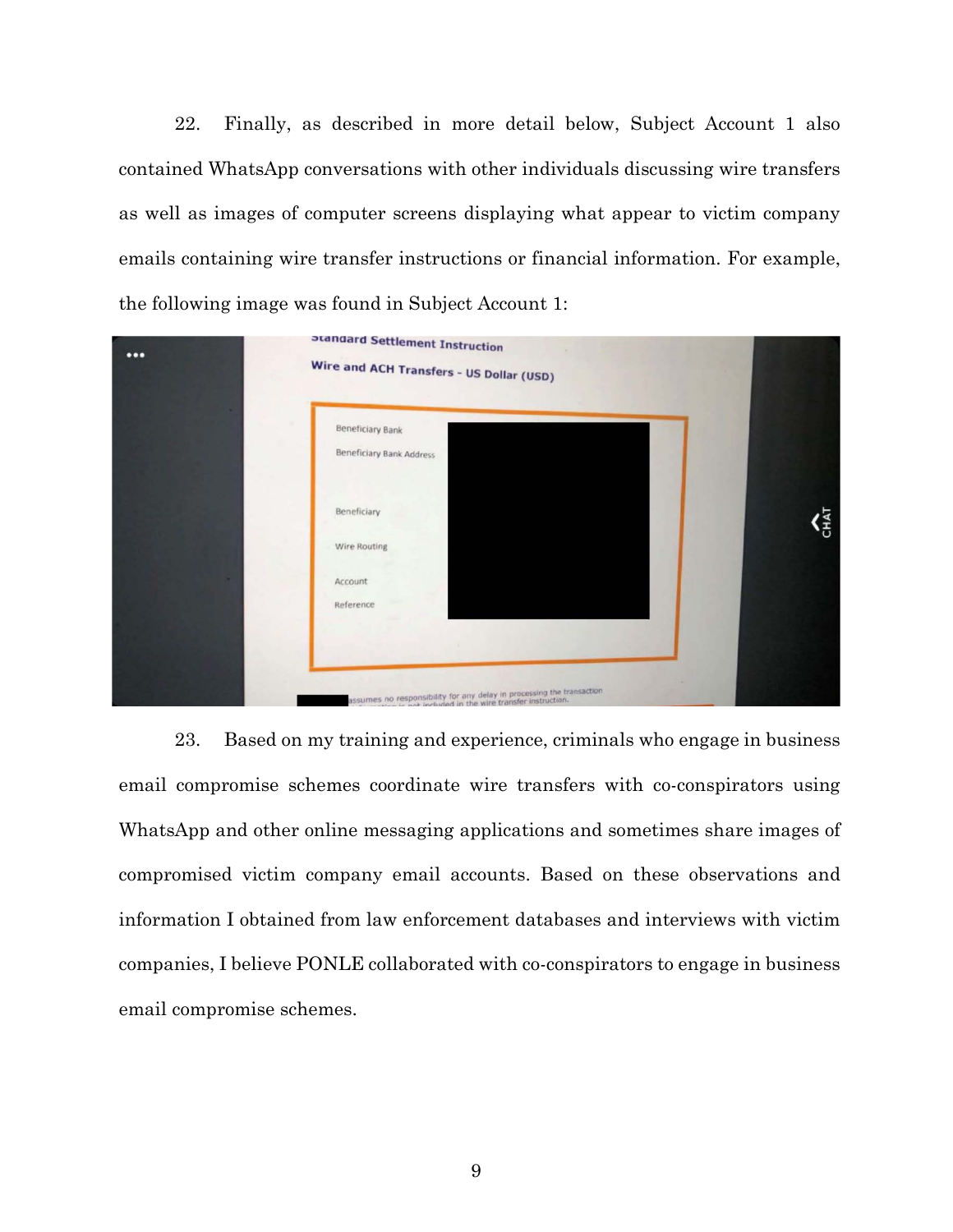22. Finally, as described in more detail below, Subject Account 1 also contained WhatsApp conversations with other individuals discussing wire transfers as well as images of computer screens displaying what appear to victim company emails containing wire transfer instructions or financial information. For example, the following image was found in Subject Account 1:

23. Based on my training and experience, criminals who engage in business email compromise schemes coordinate wire transfers with co-conspirators using WhatsApp and other online messaging applications and sometimes share images of compromised victim company email accounts. Based on these observations and information I obtained from law enforcement databases and interviews with victim companies, I believe PONLE collaborated with co-conspirators to engage in business email compromise schemes.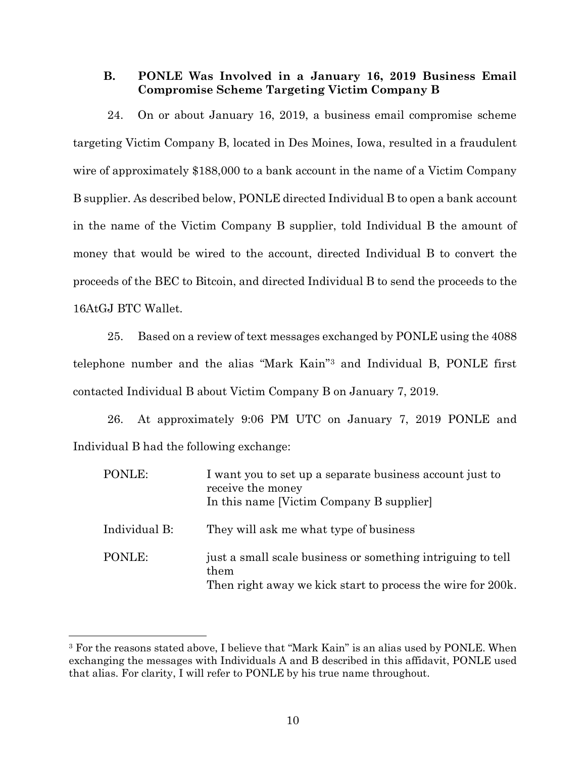### B. PONLE Was Involved in a January 16, 2019 Business Email Compromise Scheme Targeting Victim Company B

24. On or about January 16, 2019, a business email compromise scheme targeting Victim Company B, located in Des Moines, Iowa, resulted in a fraudulent wire of approximately $188,000 to a bank account in the name of a Victim Company B supplier. As described below, PONLE directed Individual B to open a bank account in the name of the Victim Company B supplier, told Individual B the amount of money that would be wired to the account, directed Individual B to convert the proceeds of the BEC to Bitcoin, and directed Individual B to send the proceeds to the 16AtGJ BTC Wallet.

25. Based on a review of text messages exchanged by PONLE using the 4088 telephone number and the alias "Mark Kain"[3] and Individual B, PONLE first contacted Individual B about Victim Company B on January 7, 2019.

26. At approximately 9:06 PM UTC on January 7, 2019 PONLE and Individual B had the following exchange:

| | |
|---|---|
| PONLE: | I want you to set up a separate business account just to receive the money<br>In this name [Victim Company B supplier] |
| Individual B: | They will ask me what type of business |
| PONLE: | just a small scale business or something intriguing to tell them<br>Then right away we kick start to process the wire for 200k. |

[3] For the reasons stated above, I believe that "Mark Kain" is an alias used by PONLE. When exchanging the messages with Individuals A and B described in this affidavit, PONLE used that alias. For clarity, I will refer to PONLE by his true name throughout.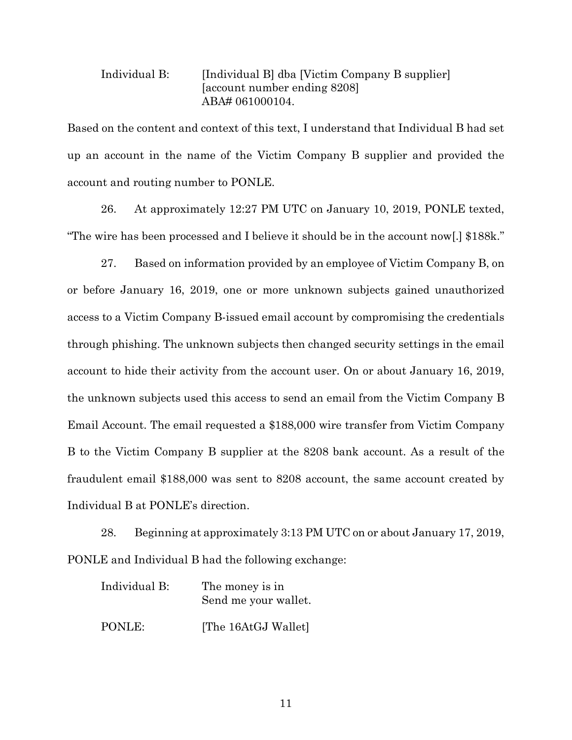Individual B: [Individual B] dba [Victim Company B supplier]
[account number ending 8208]
ABA# 061000104.

Based on the content and context of this text, I understand that Individual B had set up an account in the name of the Victim Company B supplier and provided the account and routing number to PONLE.

26. At approximately 12:27 PM UTC on January 10, 2019, PONLE texted, "The wire has been processed and I believe it should be in the account now[.] $188k."

27. Based on information provided by an employee of Victim Company B, on or before January 16, 2019, one or more unknown subjects gained unauthorized access to a Victim Company B-issued email account by compromising the credentials through phishing. The unknown subjects then changed security settings in the email account to hide their activity from the account user. On or about January 16, 2019, the unknown subjects used this access to send an email from the Victim Company B Email Account. The email requested a $188,000 wire transfer from Victim Company B to the Victim Company B supplier at the 8208 bank account. As a result of the fraudulent email $188,000 was sent to 8208 account, the same account created by Individual B at PONLE's direction.

28. Beginning at approximately 3:13 PM UTC on or about January 17, 2019, PONLE and Individual B had the following exchange:

Individual B: The money is in
Send me your wallet.

PONLE: [The 16AtGJ Wallet]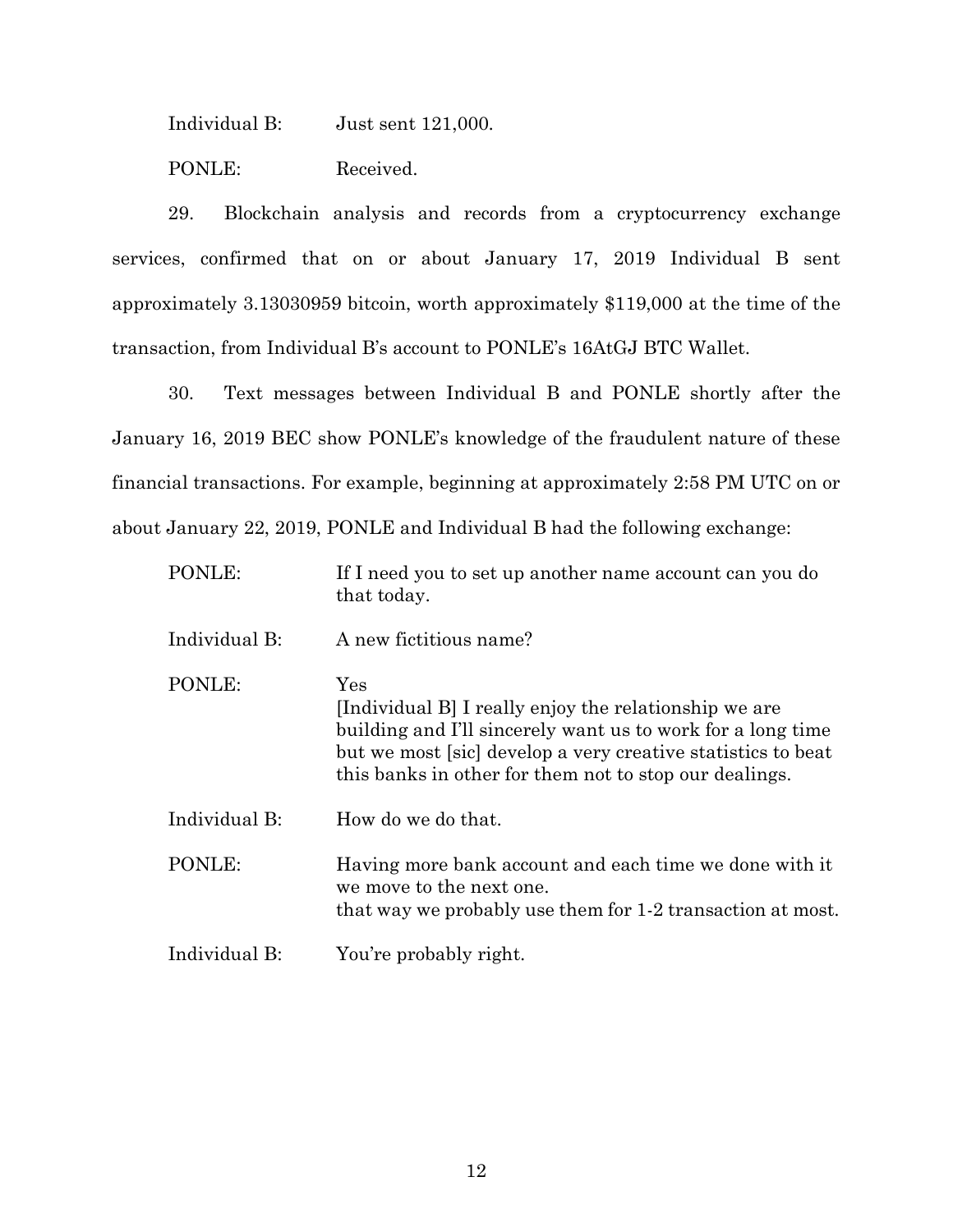Individual B: Just sent 121,000.

PONLE: Received.

29. Blockchain analysis and records from a cryptocurrency exchange services, confirmed that on or about January 17, 2019 Individual B sent approximately 3.13030959 bitcoin, worth approximately $119,000 at the time of the transaction, from Individual B's account to PONLE's 16AtGJ BTC Wallet.

30. Text messages between Individual B and PONLE shortly after the January 16, 2019 BEC show PONLE's knowledge of the fraudulent nature of these financial transactions. For example, beginning at approximately 2:58 PM UTC on or about January 22, 2019, PONLE and Individual B had the following exchange:

PONLE: If I need you to set up another name account can you do that today.

Individual B: A new fictitious name?

PONLE: Yes
[Individual B] I really enjoy the relationship we are building and I'll sincerely want us to work for a long time but we most [sic] develop a very creative statistics to beat this banks in other for them not to stop our dealings.

Individual B: How do we do that.

PONLE: Having more bank account and each time we done with it we move to the next one.
that way we probably use them for 1-2 transaction at most.

Individual B: You're probably right.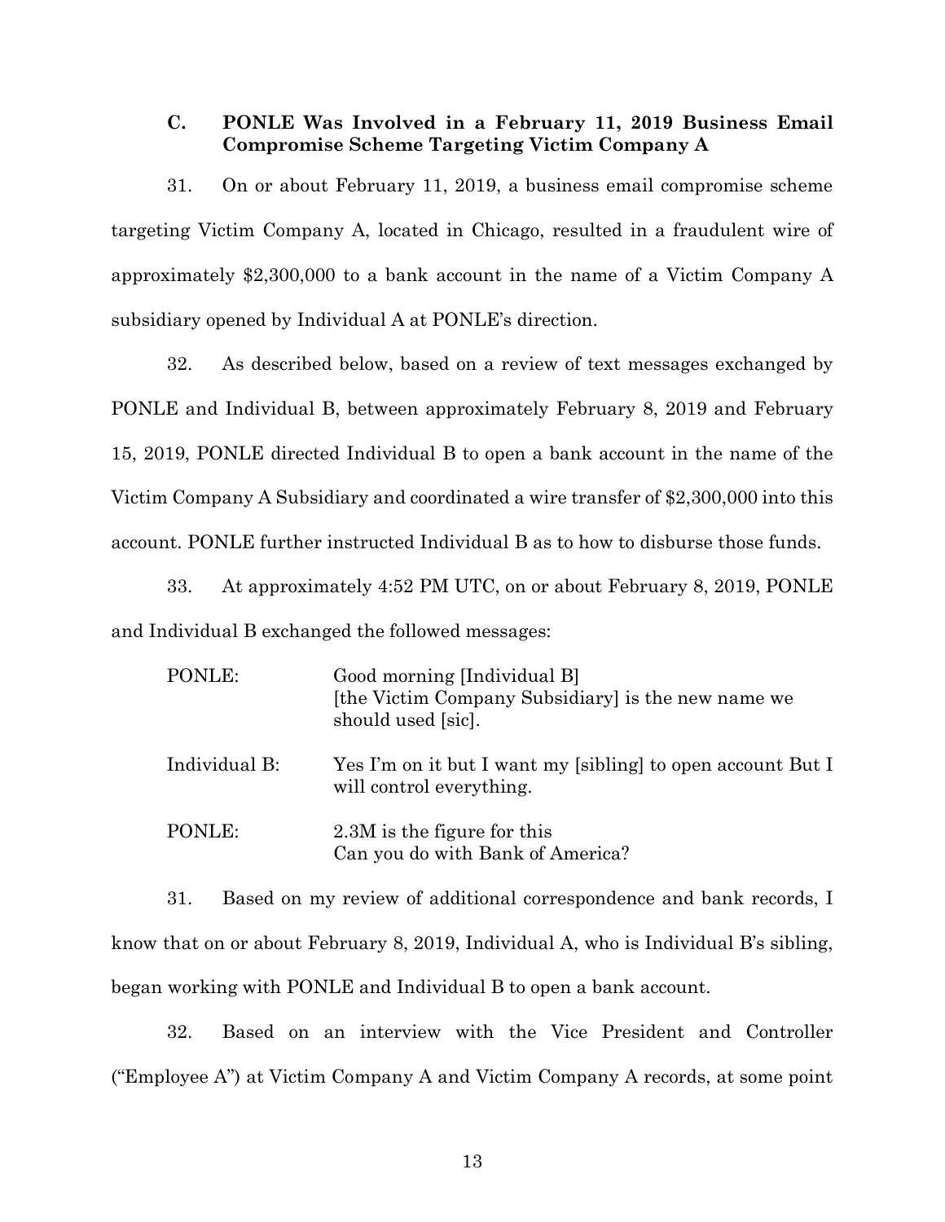### C. PONLE Was Involved in a February 11, 2019 Business Email Compromise Scheme Targeting Victim Company A

31. On or about February 11, 2019, a business email compromise scheme targeting Victim Company A, located in Chicago, resulted in a fraudulent wire of approximately $2,300,000 to a bank account in the name of a Victim Company A subsidiary opened by Individual A at PONLE's direction.

32. As described below, based on a review of text messages exchanged by PONLE and Individual B, between approximately February 8, 2019 and February 15, 2019, PONLE directed Individual B to open a bank account in the name of the Victim Company A Subsidiary and coordinated a wire transfer of $2,300,000 into this account. PONLE further instructed Individual B as to how to disburse those funds.

33. At approximately 4:52 PM UTC, on or about February 8, 2019, PONLE and Individual B exchanged the followed messages:

| | |
|---|---|
| PONLE: | Good morning [Individual B]<br>[the Victim Company Subsidiary] is the new name we should used [sic]. |
| Individual B: | Yes I'm on it but I want my [sibling] to open account But I will control everything. |
| PONLE: | 2.3M is the figure for this<br>Can you do with Bank of America? |

31. Based on my review of additional correspondence and bank records, I know that on or about February 8, 2019, Individual A, who is Individual B's sibling, began working with PONLE and Individual B to open a bank account.

32. Based on an interview with the Vice President and Controller ("Employee A") at Victim Company A and Victim Company A records, at some point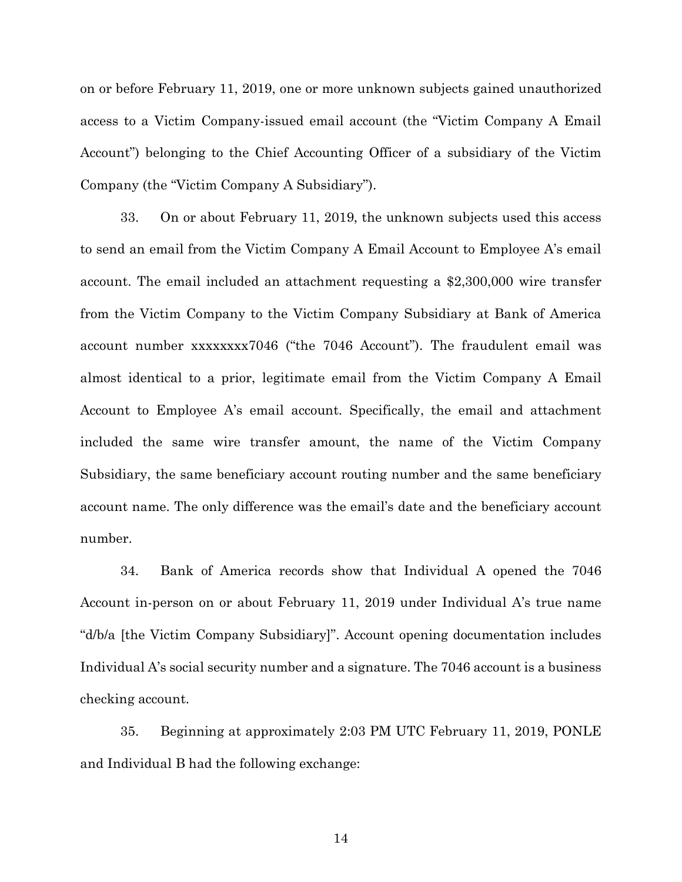on or before February 11, 2019, one or more unknown subjects gained unauthorized access to a Victim Company-issued email account (the "Victim Company A Email Account") belonging to the Chief Accounting Officer of a subsidiary of the Victim Company (the "Victim Company A Subsidiary").

33. On or about February 11, 2019, the unknown subjects used this access to send an email from the Victim Company A Email Account to Employee A's email account. The email included an attachment requesting a $2,300,000 wire transfer from the Victim Company to the Victim Company Subsidiary at Bank of America account number xxxxxxxx7046 ("the 7046 Account"). The fraudulent email was almost identical to a prior, legitimate email from the Victim Company A Email Account to Employee A's email account. Specifically, the email and attachment included the same wire transfer amount, the name of the Victim Company Subsidiary, the same beneficiary account routing number and the same beneficiary account name. The only difference was the email's date and the beneficiary account number.

34. Bank of America records show that Individual A opened the 7046 Account in-person on or about February 11, 2019 under Individual A's true name "d/b/a [the Victim Company Subsidiary]". Account opening documentation includes Individual A's social security number and a signature. The 7046 account is a business checking account.

35. Beginning at approximately 2:03 PM UTC February 11, 2019, PONLE and Individual B had the following exchange: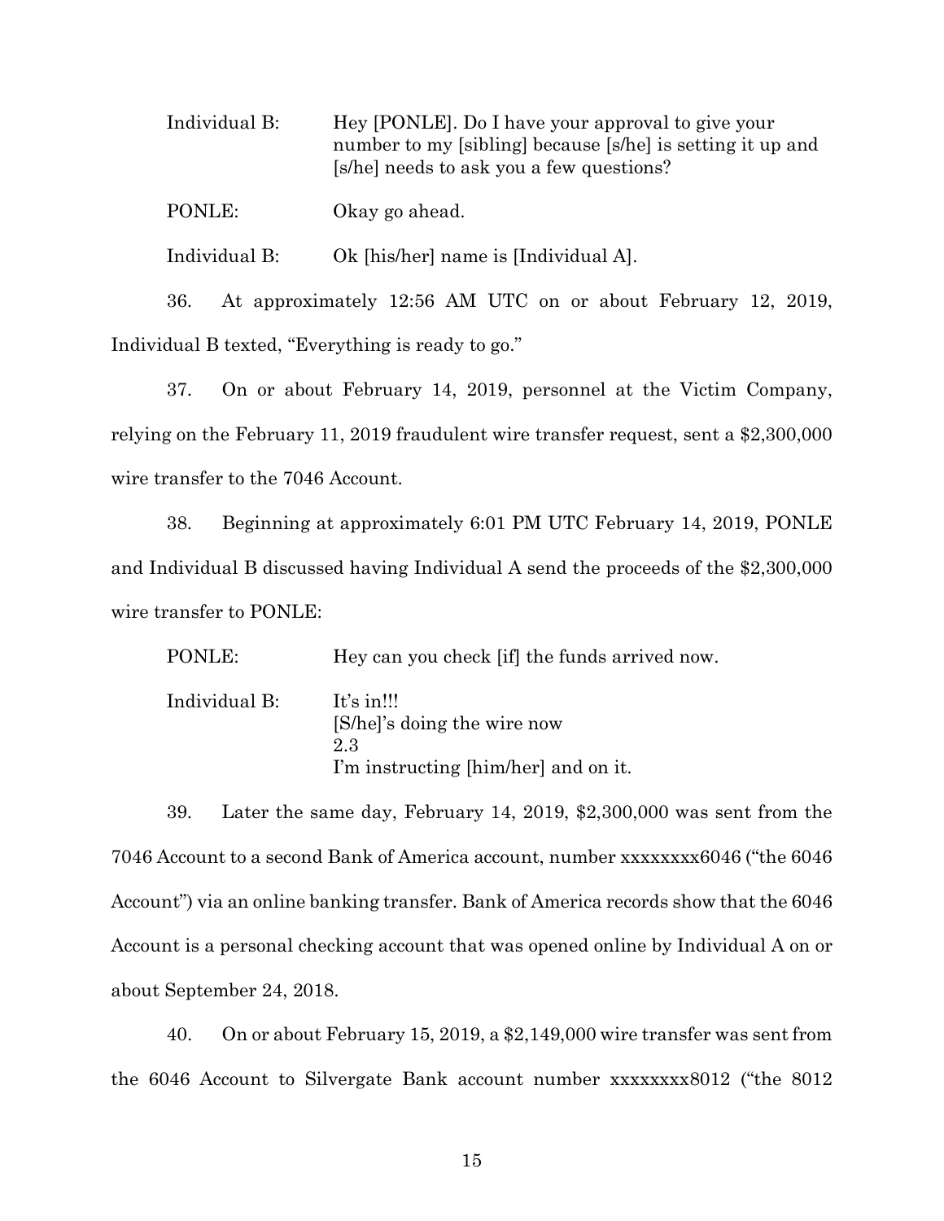| | |
|---|---|
| Individual B: | Hey [PONLE]. Do I have your approval to give your number to my [sibling] because [s/he] is setting it up and [s/he] needs to ask you a few questions? |
| PONLE: | Okay go ahead. |
| Individual B: | Ok [his/her] name is [Individual A]. |

36. At approximately 12:56 AM UTC on or about February 12, 2019, Individual B texted, "Everything is ready to go."

37. On or about February 14, 2019, personnel at the Victim Company, relying on the February 11, 2019 fraudulent wire transfer request, sent a $2,300,000 wire transfer to the 7046 Account.

38. Beginning at approximately 6:01 PM UTC February 14, 2019, PONLE and Individual B discussed having Individual A send the proceeds of the $2,300,000 wire transfer to PONLE:

| | |
|---|---|
| PONLE: | Hey can you check [if] the funds arrived now. |
| Individual B: | It's in!!!<br>[S/he]'s doing the wire now<br>2.3<br>I'm instructing [him/her] and on it. |

39. Later the same day, February 14, 2019, $2,300,000 was sent from the 7046 Account to a second Bank of America account, number xxxxxxxx6046 ("the 6046 Account") via an online banking transfer. Bank of America records show that the 6046 Account is a personal checking account that was opened online by Individual A on or about September 24, 2018.

40. On or about February 15, 2019, a $2,149,000 wire transfer was sent from the 6046 Account to Silvergate Bank account number xxxxxxxx8012 ("the 8012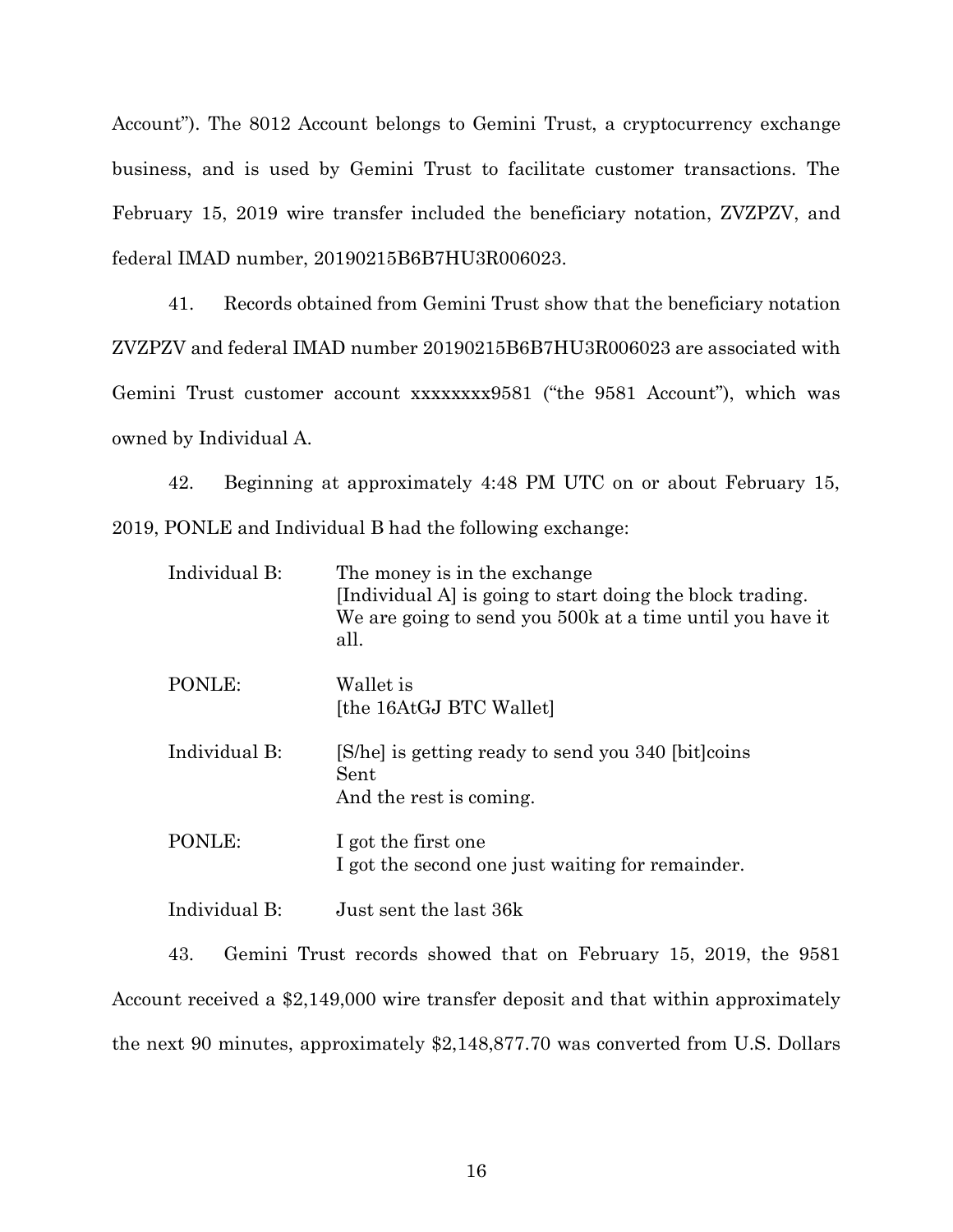Account"). The 8012 Account belongs to Gemini Trust, a cryptocurrency exchange business, and is used by Gemini Trust to facilitate customer transactions. The February 15, 2019 wire transfer included the beneficiary notation, ZVZPZV, and federal IMAD number, 20190215B6B7HU3R006023.

41. Records obtained from Gemini Trust show that the beneficiary notation ZVZPZV and federal IMAD number 20190215B6B7HU3R006023 are associated with Gemini Trust customer account xxxxxxxx9581 ("the 9581 Account"), which was owned by Individual A.

42. Beginning at approximately 4:48 PM UTC on or about February 15, 2019, PONLE and Individual B had the following exchange:

| | |
|---|---|
| Individual B: | The money is in the exchange<br>[Individual A] is going to start doing the block trading.<br>We are going to send you 500k at a time until you have it all. |
| PONLE: | Wallet is<br>[the 16AtGJ BTC Wallet] |
| Individual B: | [S/he] is getting ready to send you 340 [bit]coins<br>Sent<br>And the rest is coming. |
| PONLE: | I got the first one<br>I got the second one just waiting for remainder. |
| Individual B: | Just sent the last 36k |

43. Gemini Trust records showed that on February 15, 2019, the 9581 Account received a $2,149,000 wire transfer deposit and that within approximately the next 90 minutes, approximately $2,148,877.70 was converted from U.S. Dollars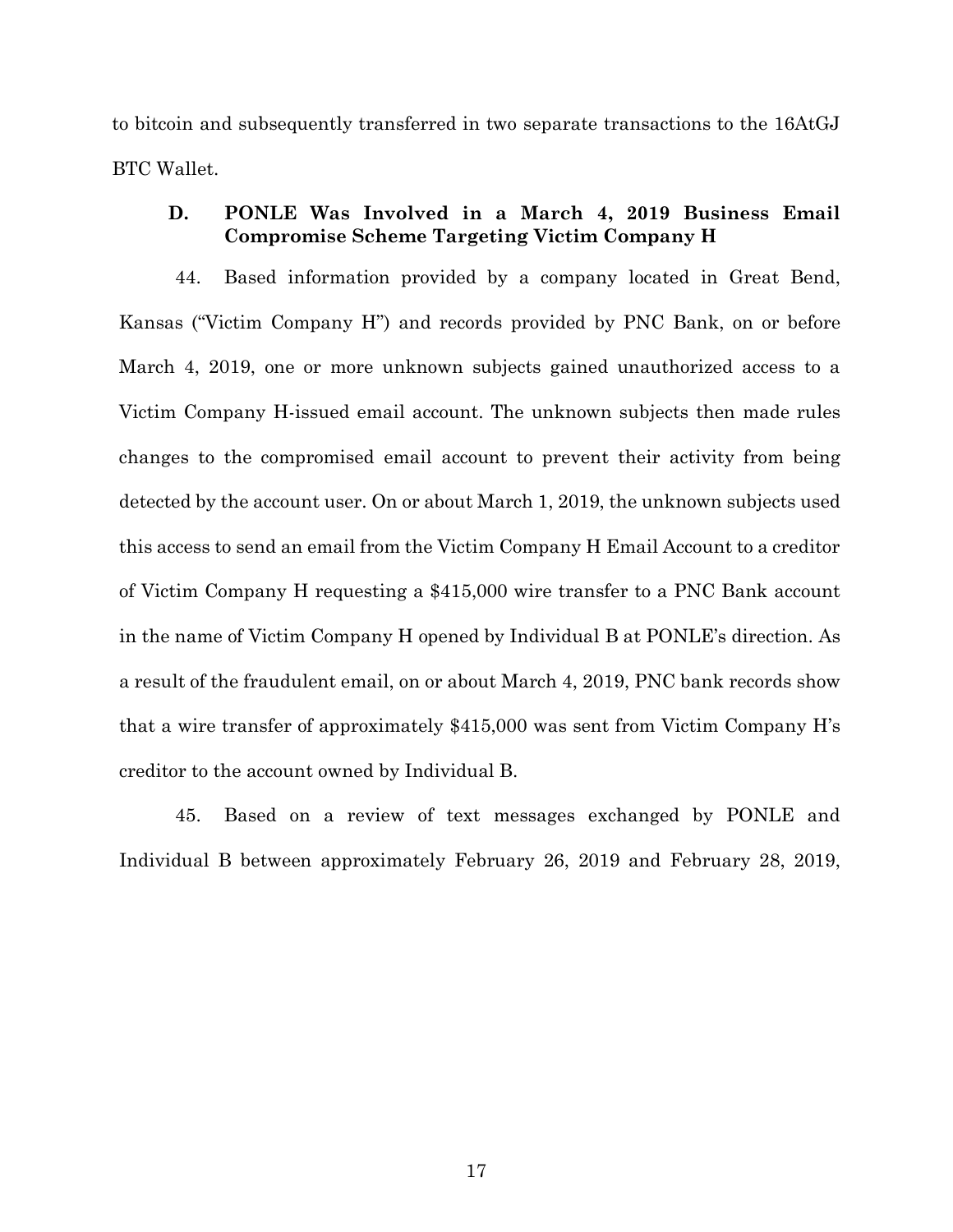to bitcoin and subsequently transferred in two separate transactions to the 16AtGJ BTC Wallet.

### D. PONLE Was Involved in a March 4, 2019 Business Email Compromise Scheme Targeting Victim Company H

44. Based information provided by a company located in Great Bend, Kansas ("Victim Company H") and records provided by PNC Bank, on or before March 4, 2019, one or more unknown subjects gained unauthorized access to a Victim Company H-issued email account. The unknown subjects then made rules changes to the compromised email account to prevent their activity from being detected by the account user. On or about March 1, 2019, the unknown subjects used this access to send an email from the Victim Company H Email Account to a creditor of Victim Company H requesting a $415,000 wire transfer to a PNC Bank account in the name of Victim Company H opened by Individual B at PONLE's direction. As a result of the fraudulent email, on or about March 4, 2019, PNC bank records show that a wire transfer of approximately $415,000 was sent from Victim Company H's creditor to the account owned by Individual B.

45. Based on a review of text messages exchanged by PONLE and Individual B between approximately February 26, 2019 and February 28, 2019,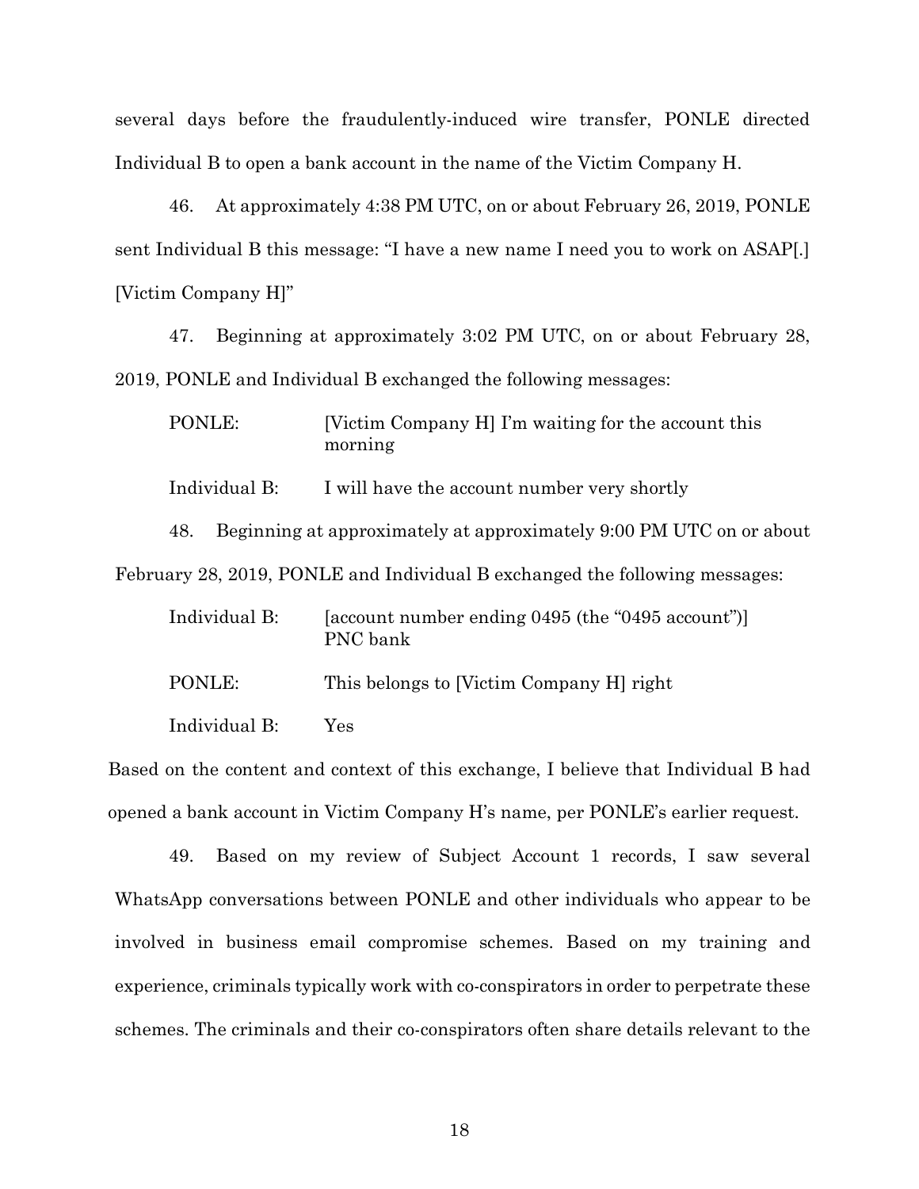several days before the fraudulently-induced wire transfer, PONLE directed Individual B to open a bank account in the name of the Victim Company H.

46. At approximately 4:38 PM UTC, on or about February 26, 2019, PONLE sent Individual B this message: "I have a new name I need you to work on ASAP[.] [Victim Company H]"

47. Beginning at approximately 3:02 PM UTC, on or about February 28, 2019, PONLE and Individual B exchanged the following messages:

| | |
|---|---|
| PONLE: | [Victim Company H] I'm waiting for the account this morning |
| Individual B: | I will have the account number very shortly |

48. Beginning at approximately at approximately 9:00 PM UTC on or about February 28, 2019, PONLE and Individual B exchanged the following messages:

| | |
|---|---|
| Individual B: | [account number ending 0495 (the "0495 account")] PNC bank |
| PONLE: | This belongs to [Victim Company H] right |
| Individual B: | Yes |

Based on the content and context of this exchange, I believe that Individual B had opened a bank account in Victim Company H's name, per PONLE's earlier request.

49. Based on my review of Subject Account 1 records, I saw several WhatsApp conversations between PONLE and other individuals who appear to be involved in business email compromise schemes. Based on my training and experience, criminals typically work with co-conspirators in order to perpetrate these schemes. The criminals and their co-conspirators often share details relevant to the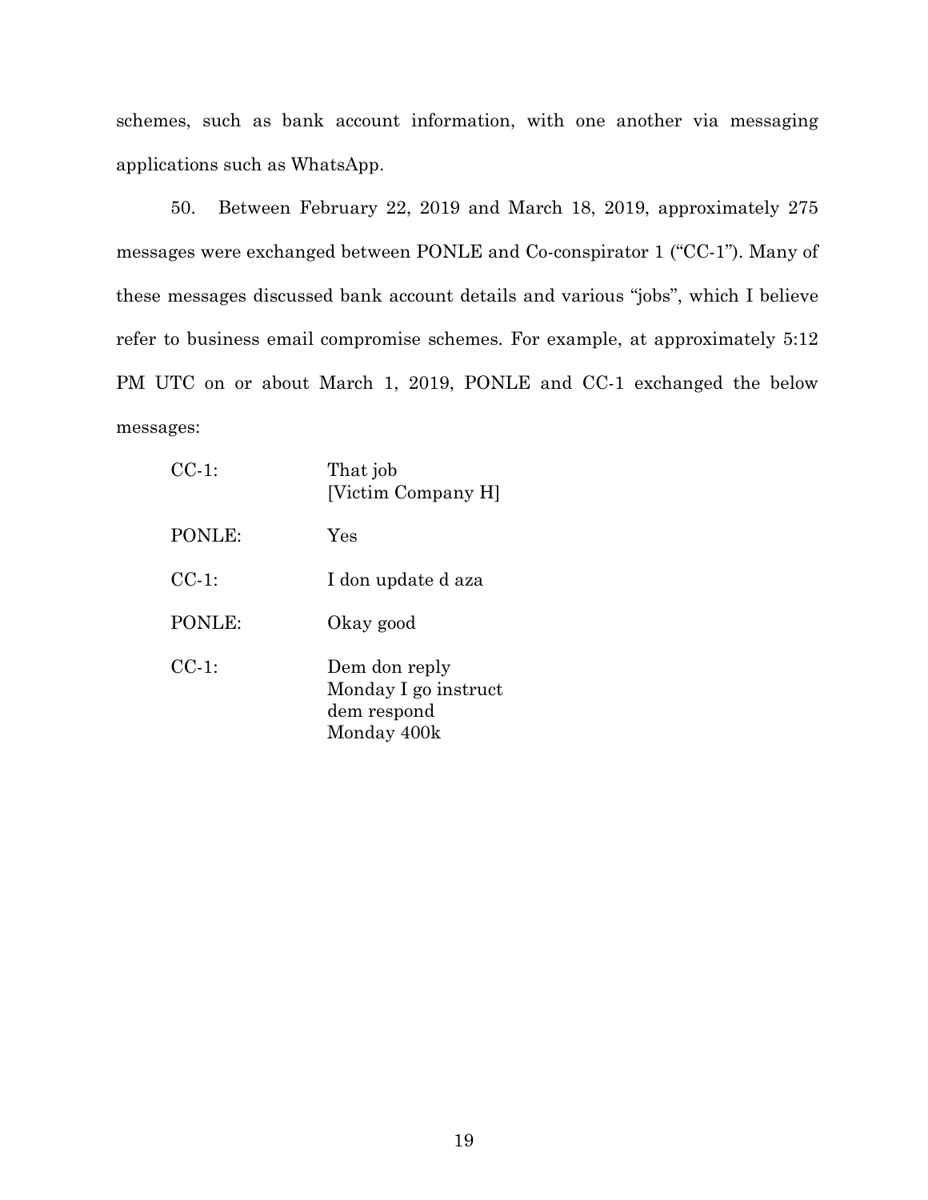schemes, such as bank account information, with one another via messaging applications such as WhatsApp.

50. Between February 22, 2019 and March 18, 2019, approximately 275 messages were exchanged between PONLE and Co-conspirator 1 ("CC-1"). Many of these messages discussed bank account details and various "jobs", which I believe refer to business email compromise schemes. For example, at approximately 5:12 PM UTC on or about March 1, 2019, PONLE and CC-1 exchanged the below messages:

| | |
|---|---|
| CC-1: | That job<br>[Victim Company H] |
| PONLE: | Yes |
| CC-1: | I don update d aza |
| PONLE: | Okay good |
| CC-1: | Dem don reply<br>Monday I go instruct<br>dem respond<br>Monday 400k |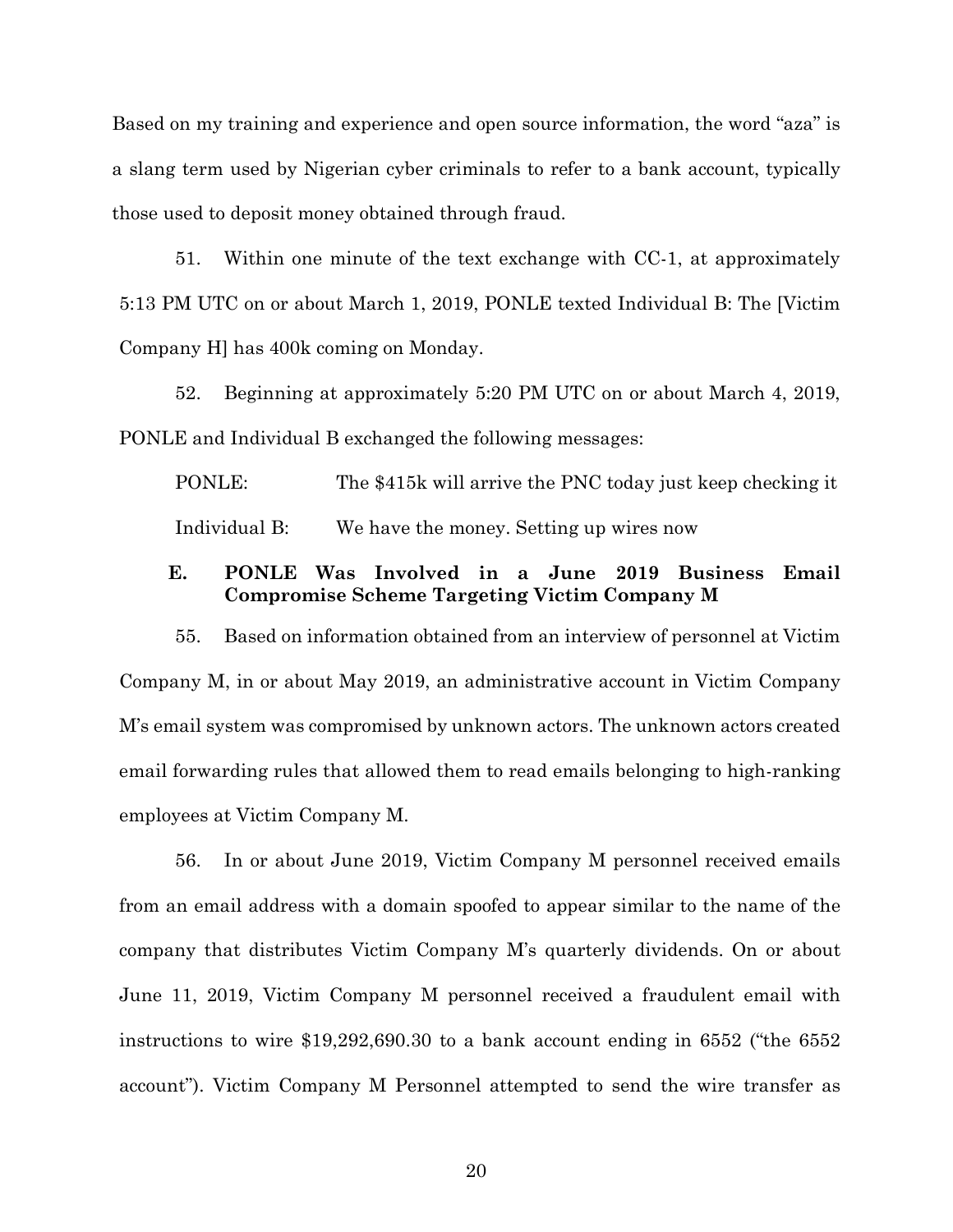Based on my training and experience and open source information, the word "aza" is a slang term used by Nigerian cyber criminals to refer to a bank account, typically those used to deposit money obtained through fraud.

51. Within one minute of the text exchange with CC-1, at approximately 5:13 PM UTC on or about March 1, 2019, PONLE texted Individual B: The [Victim Company H] has 400k coming on Monday.

52. Beginning at approximately 5:20 PM UTC on or about March 4, 2019, PONLE and Individual B exchanged the following messages:

| | |
|---|---|
| PONLE: | The $415k will arrive the PNC today just keep checking it |
| Individual B: | We have the money. Setting up wires now |

### E. PONLE Was Involved in a June 2019 Business Email Compromise Scheme Targeting Victim Company M

55. Based on information obtained from an interview of personnel at Victim Company M, in or about May 2019, an administrative account in Victim Company M's email system was compromised by unknown actors. The unknown actors created email forwarding rules that allowed them to read emails belonging to high-ranking employees at Victim Company M.

56. In or about June 2019, Victim Company M personnel received emails from an email address with a domain spoofed to appear similar to the name of the company that distributes Victim Company M's quarterly dividends. On or about June 11, 2019, Victim Company M personnel received a fraudulent email with instructions to wire $19,292,690.30 to a bank account ending in 6552 ("the 6552 account"). Victim Company M Personnel attempted to send the wire transfer as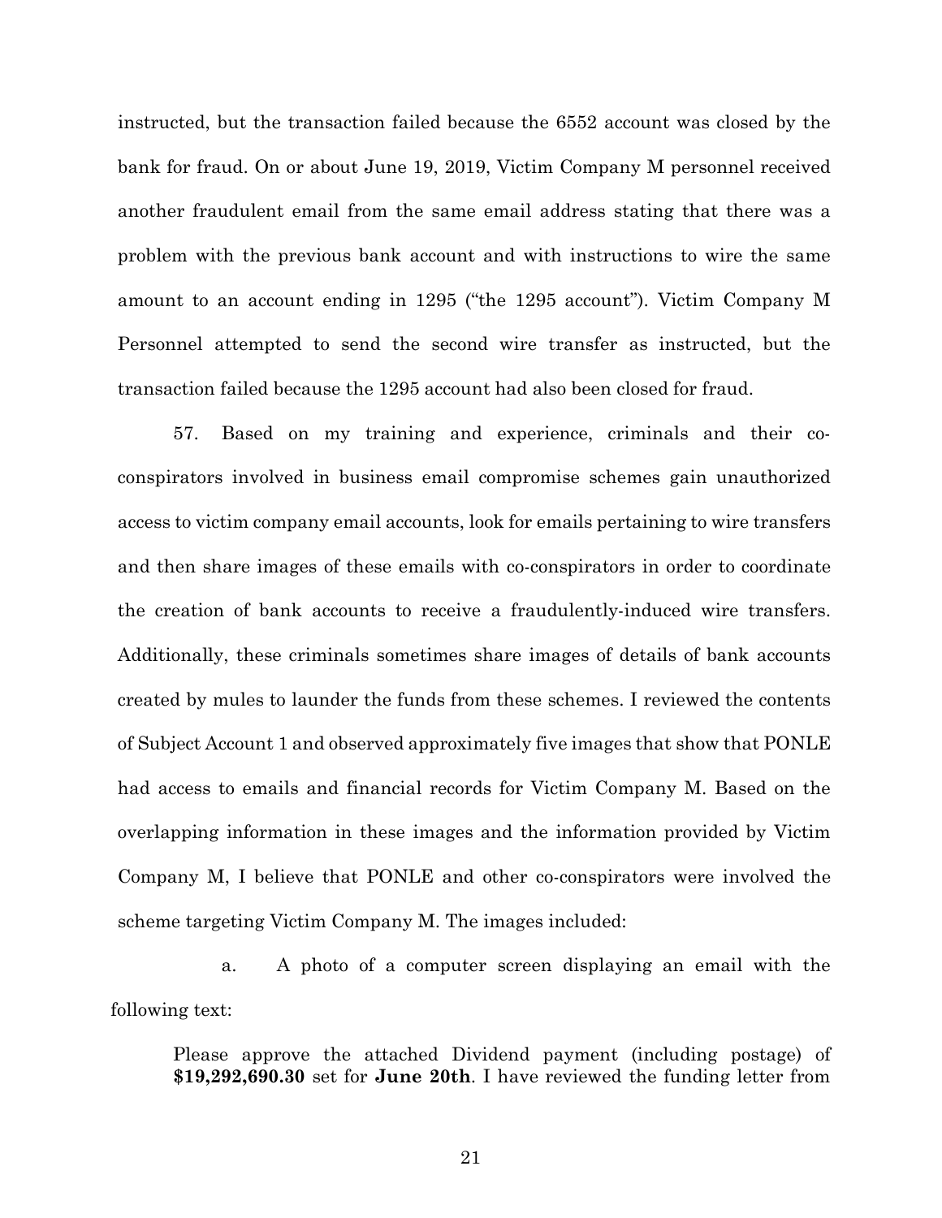instructed, but the transaction failed because the 6552 account was closed by the bank for fraud. On or about June 19, 2019, Victim Company M personnel received another fraudulent email from the same email address stating that there was a problem with the previous bank account and with instructions to wire the same amount to an account ending in 1295 ("the 1295 account"). Victim Company M Personnel attempted to send the second wire transfer as instructed, but the transaction failed because the 1295 account had also been closed for fraud.

57. Based on my training and experience, criminals and their co-conspirators involved in business email compromise schemes gain unauthorized access to victim company email accounts, look for emails pertaining to wire transfers and then share images of these emails with co-conspirators in order to coordinate the creation of bank accounts to receive a fraudulently-induced wire transfers. Additionally, these criminals sometimes share images of details of bank accounts created by mules to launder the funds from these schemes. I reviewed the contents of Subject Account 1 and observed approximately five images that show that PONLE had access to emails and financial records for Victim Company M. Based on the overlapping information in these images and the information provided by Victim Company M, I believe that PONLE and other co-conspirators were involved the scheme targeting Victim Company M. The images included:

a. A photo of a computer screen displaying an email with the following text:

> Please approve the attached Dividend payment (including postage) of **$19,292,690.30** set for **June 20th**. I have reviewed the funding letter from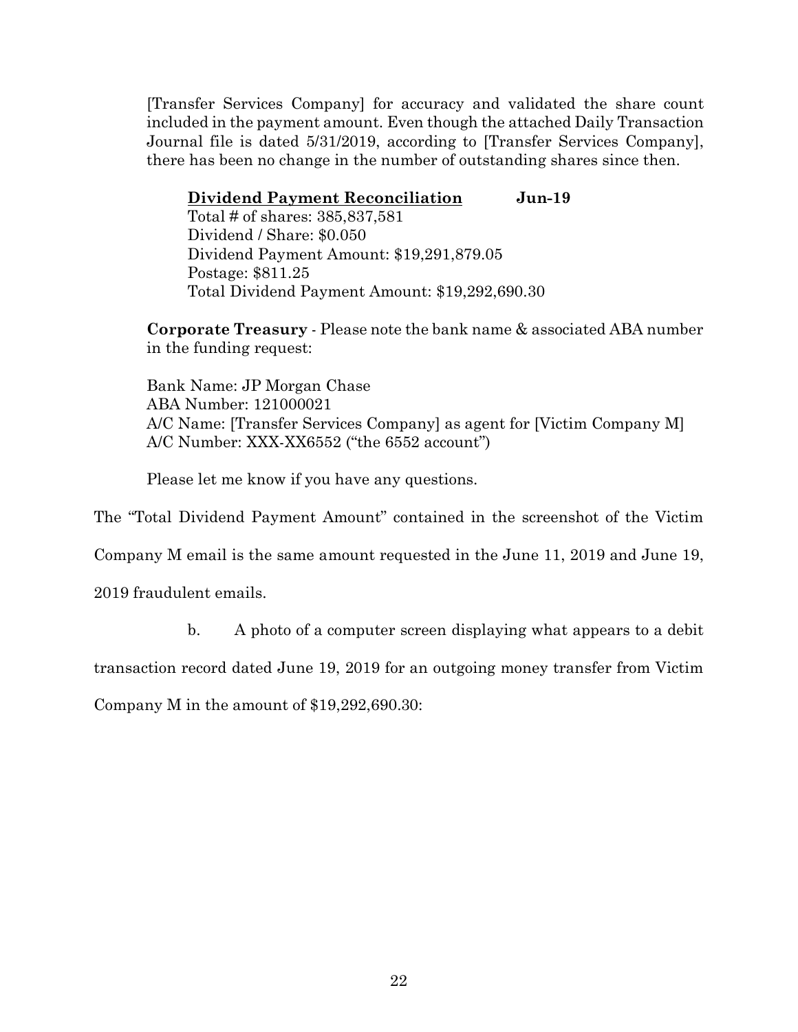[Transfer Services Company] for accuracy and validated the share count included in the payment amount. Even though the attached Daily Transaction Journal file is dated 5/31/2019, according to [Transfer Services Company], there has been no change in the number of outstanding shares since then.

> **Dividend Payment Reconciliation** **Jun-19**
> Total # of shares: 385,837,581
> Dividend / Share: $0.050
> Dividend Payment Amount: $19,291,879.05
> Postage: $811.25
> Total Dividend Payment Amount: $19,292,690.30
>
> **Corporate Treasury** - Please note the bank name & associated ABA number in the funding request:
>
> Bank Name: JP Morgan Chase
> ABA Number: 121000021
> A/C Name: [Transfer Services Company] as agent for [Victim Company M]
> A/C Number: XXX-XX6552 ("the 6552 account")
>
> Please let me know if you have any questions.

The "Total Dividend Payment Amount" contained in the screenshot of the Victim Company M email is the same amount requested in the June 11, 2019 and June 19, 2019 fraudulent emails.

b. A photo of a computer screen displaying what appears to a debit transaction record dated June 19, 2019 for an outgoing money transfer from Victim Company M in the amount of $19,292,690.30: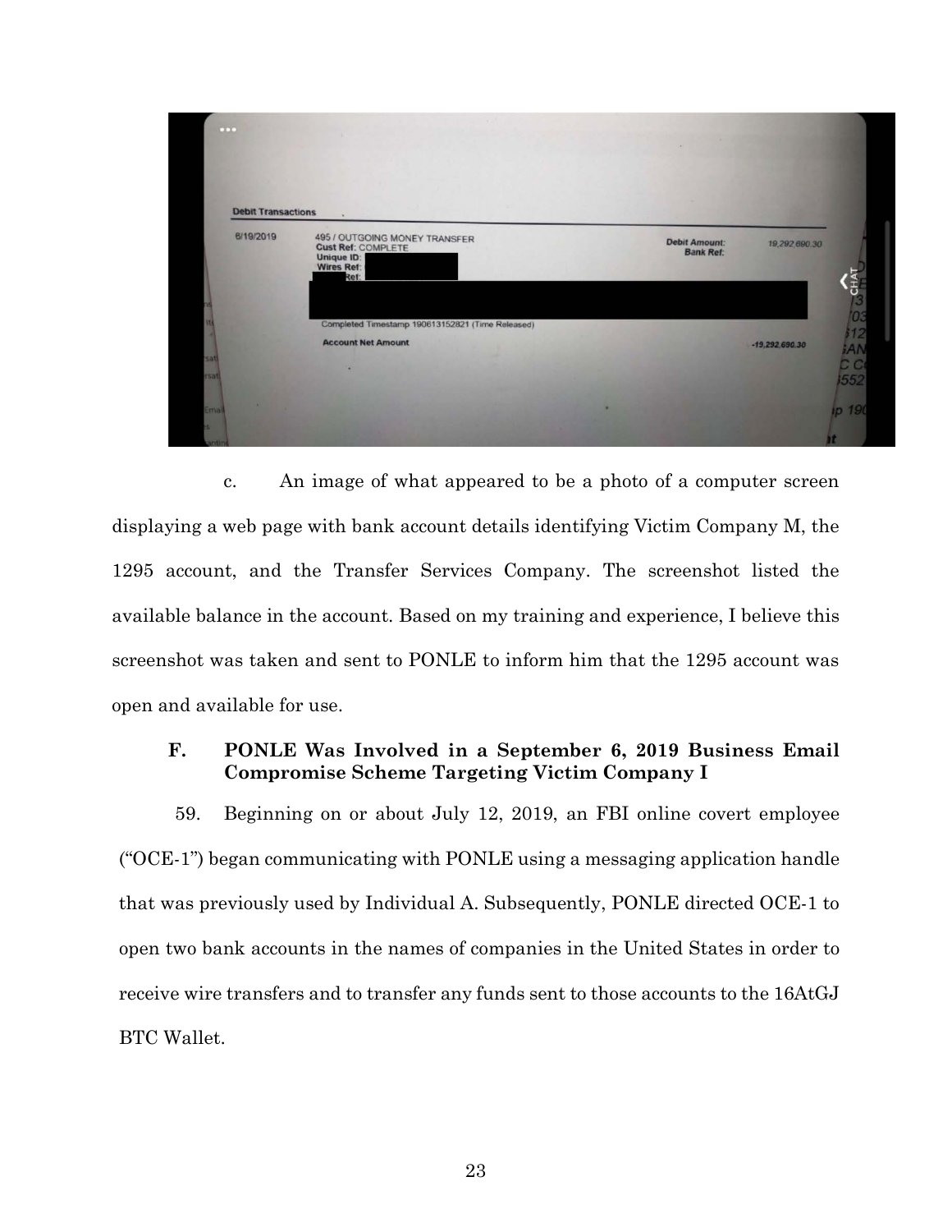Debit Transactions

6/19/2019 495 / OUTGOING MONEY TRANSFER
Cust Ref: COMPLETE
Unique ID:
Wires Ref:
Ref:

Debit Amount: 19,292,690.30
Bank Ref:

Completed Timestamp 190613152821 (Time Released)

Account Net Amount -19,292,690.30

c. An image of what appeared to be a photo of a computer screen displaying a web page with bank account details identifying Victim Company M, the 1295 account, and the Transfer Services Company. The screenshot listed the available balance in the account. Based on my training and experience, I believe this screenshot was taken and sent to PONLE to inform him that the 1295 account was open and available for use.

### F. PONLE Was Involved in a September 6, 2019 Business Email Compromise Scheme Targeting Victim Company I

59. Beginning on or about July 12, 2019, an FBI online covert employee ("OCE-1") began communicating with PONLE using a messaging application handle that was previously used by Individual A. Subsequently, PONLE directed OCE-1 to open two bank accounts in the names of companies in the United States in order to receive wire transfers and to transfer any funds sent to those accounts to the 16AtGJ BTC Wallet.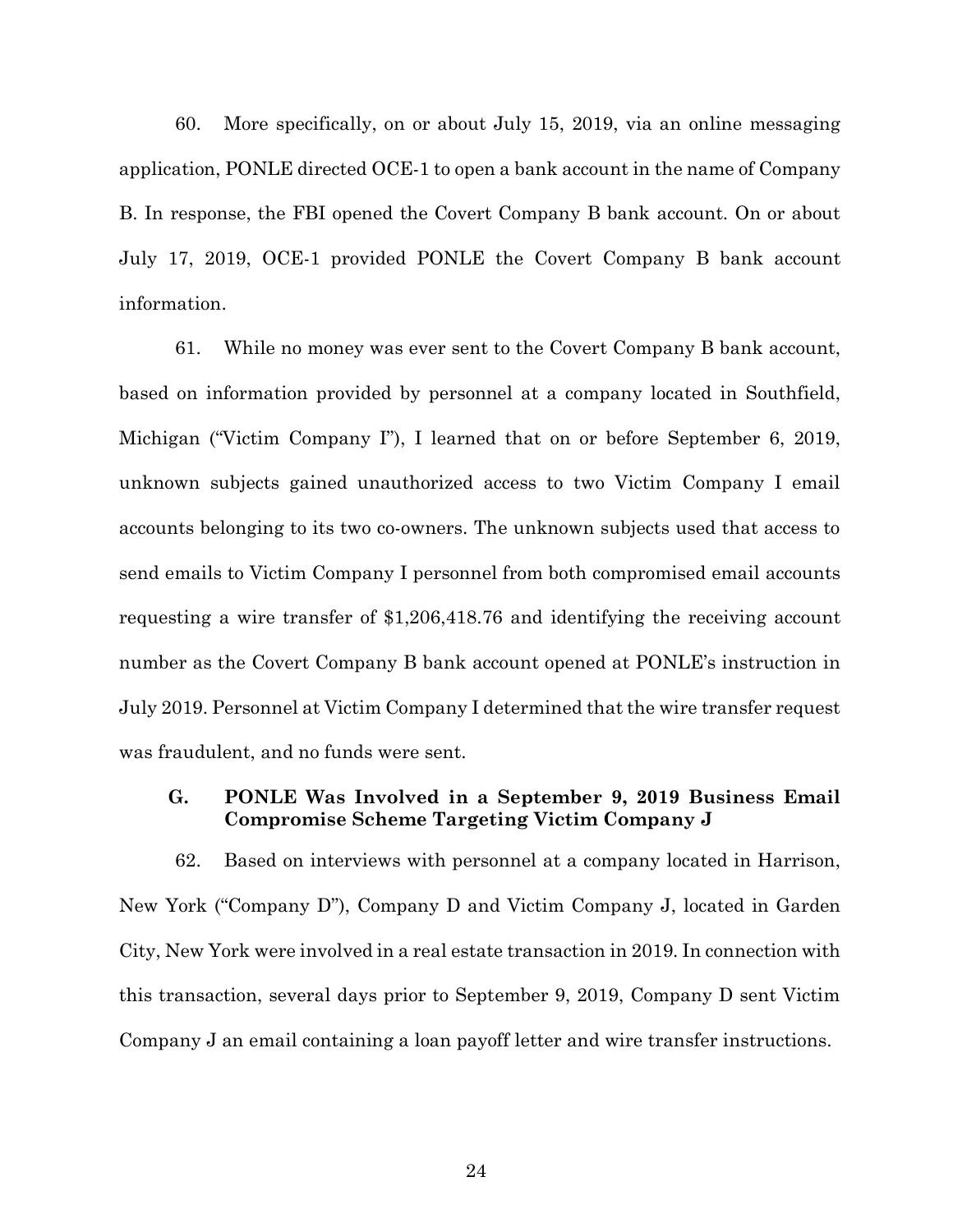60. More specifically, on or about July 15, 2019, via an online messaging application, PONLE directed OCE-1 to open a bank account in the name of Company B. In response, the FBI opened the Covert Company B bank account. On or about July 17, 2019, OCE-1 provided PONLE the Covert Company B bank account information.

61. While no money was ever sent to the Covert Company B bank account, based on information provided by personnel at a company located in Southfield, Michigan ("Victim Company I"), I learned that on or before September 6, 2019, unknown subjects gained unauthorized access to two Victim Company I email accounts belonging to its two co-owners. The unknown subjects used that access to send emails to Victim Company I personnel from both compromised email accounts requesting a wire transfer of $1,206,418.76 and identifying the receiving account number as the Covert Company B bank account opened at PONLE's instruction in July 2019. Personnel at Victim Company I determined that the wire transfer request was fraudulent, and no funds were sent.

### G. PONLE Was Involved in a September 9, 2019 Business Email Compromise Scheme Targeting Victim Company J

62. Based on interviews with personnel at a company located in Harrison, New York ("Company D"), Company D and Victim Company J, located in Garden City, New York were involved in a real estate transaction in 2019. In connection with this transaction, several days prior to September 9, 2019, Company D sent Victim Company J an email containing a loan payoff letter and wire transfer instructions.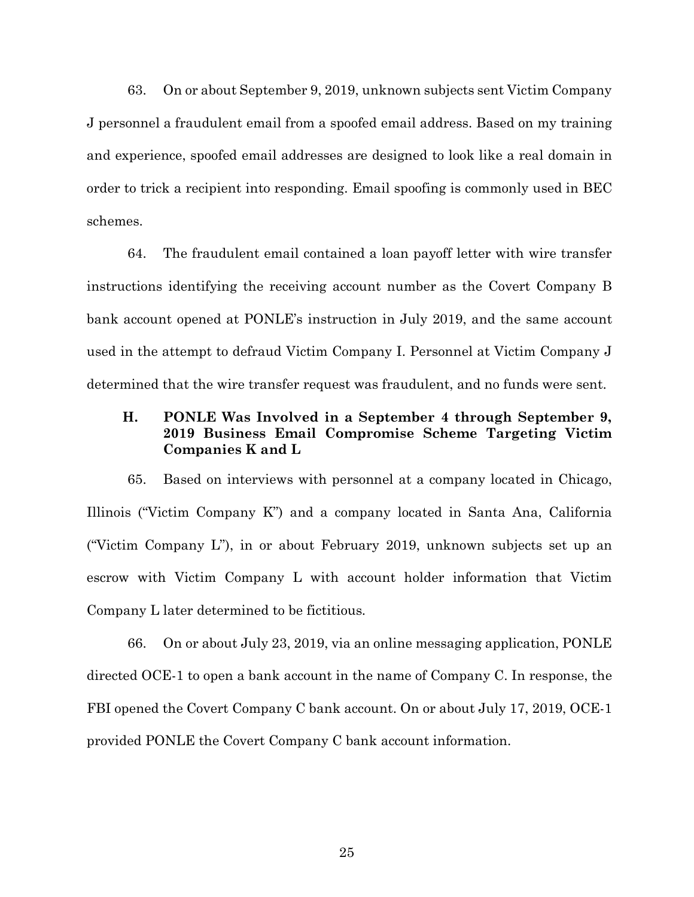63. On or about September 9, 2019, unknown subjects sent Victim Company J personnel a fraudulent email from a spoofed email address. Based on my training and experience, spoofed email addresses are designed to look like a real domain in order to trick a recipient into responding. Email spoofing is commonly used in BEC schemes.

64. The fraudulent email contained a loan payoff letter with wire transfer instructions identifying the receiving account number as the Covert Company B bank account opened at PONLE's instruction in July 2019, and the same account used in the attempt to defraud Victim Company I. Personnel at Victim Company J determined that the wire transfer request was fraudulent, and no funds were sent.

### H. PONLE Was Involved in a September 4 through September 9, 2019 Business Email Compromise Scheme Targeting Victim Companies K and L

65. Based on interviews with personnel at a company located in Chicago, Illinois ("Victim Company K") and a company located in Santa Ana, California ("Victim Company L"), in or about February 2019, unknown subjects set up an escrow with Victim Company L with account holder information that Victim Company L later determined to be fictitious.

66. On or about July 23, 2019, via an online messaging application, PONLE directed OCE-1 to open a bank account in the name of Company C. In response, the FBI opened the Covert Company C bank account. On or about July 17, 2019, OCE-1 provided PONLE the Covert Company C bank account information.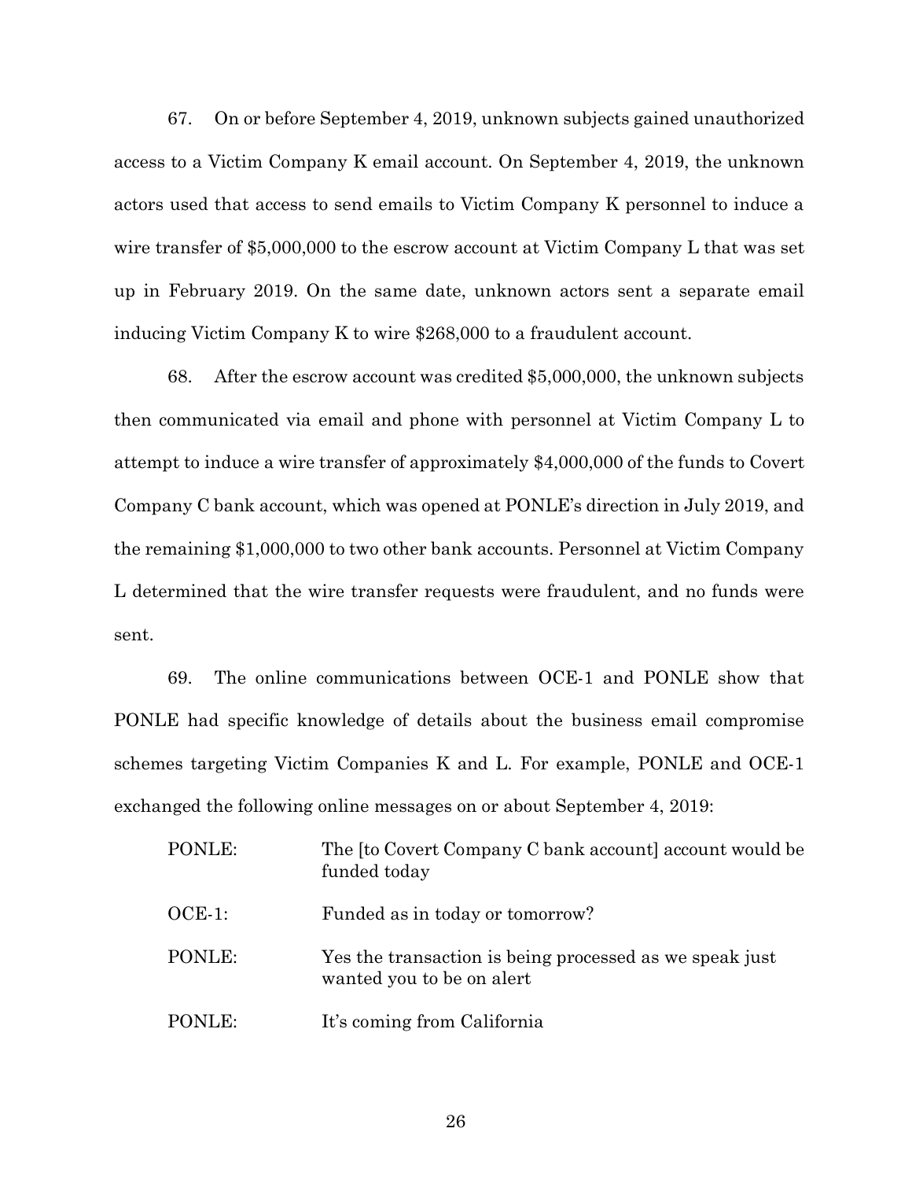67. On or before September 4, 2019, unknown subjects gained unauthorized access to a Victim Company K email account. On September 4, 2019, the unknown actors used that access to send emails to Victim Company K personnel to induce a wire transfer of $5,000,000 to the escrow account at Victim Company L that was set up in February 2019. On the same date, unknown actors sent a separate email inducing Victim Company K to wire $268,000 to a fraudulent account.

68. After the escrow account was credited $5,000,000, the unknown subjects then communicated via email and phone with personnel at Victim Company L to attempt to induce a wire transfer of approximately $4,000,000 of the funds to Covert Company C bank account, which was opened at PONLE's direction in July 2019, and the remaining $1,000,000 to two other bank accounts. Personnel at Victim Company L determined that the wire transfer requests were fraudulent, and no funds were sent.

69. The online communications between OCE-1 and PONLE show that PONLE had specific knowledge of details about the business email compromise schemes targeting Victim Companies K and L. For example, PONLE and OCE-1 exchanged the following online messages on or about September 4, 2019:

| | |
|---|---|
| PONLE: | The [to Covert Company C bank account] account would be funded today |
| OCE-1: | Funded as in today or tomorrow? |
| PONLE: | Yes the transaction is being processed as we speak just wanted you to be on alert |
| PONLE: | It's coming from California |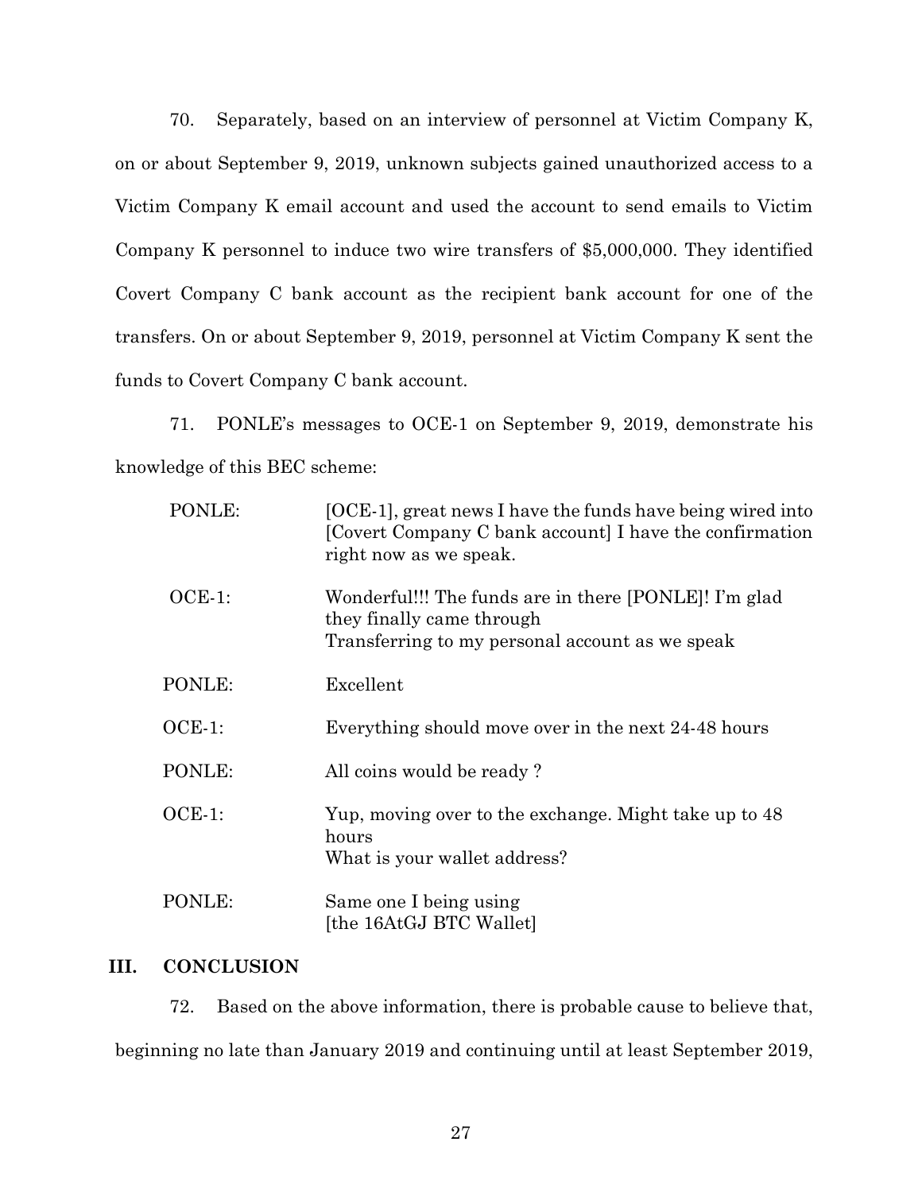70. Separately, based on an interview of personnel at Victim Company K, on or about September 9, 2019, unknown subjects gained unauthorized access to a Victim Company K email account and used the account to send emails to Victim Company K personnel to induce two wire transfers of $5,000,000. They identified Covert Company C bank account as the recipient bank account for one of the transfers. On or about September 9, 2019, personnel at Victim Company K sent the funds to Covert Company C bank account.

71. PONLE's messages to OCE-1 on September 9, 2019, demonstrate his knowledge of this BEC scheme:

| | |
|---|---|
| PONLE: | [OCE-1], great news I have the funds have being wired into [Covert Company C bank account] I have the confirmation right now as we speak. |
| OCE-1: | Wonderful!!! The funds are in there [PONLE]! I'm glad they finally came through<br>Transferring to my personal account as we speak |
| PONLE: | Excellent |
| OCE-1: | Everything should move over in the next 24-48 hours |
| PONLE: | All coins would be ready ? |
| OCE-1: | Yup, moving over to the exchange. Might take up to 48 hours<br>What is your wallet address? |
| PONLE: | Same one I being using<br>[the 16AtGJ BTC Wallet] |

## III. CONCLUSION

72. Based on the above information, there is probable cause to believe that, beginning no late than January 2019 and continuing until at least September 2019,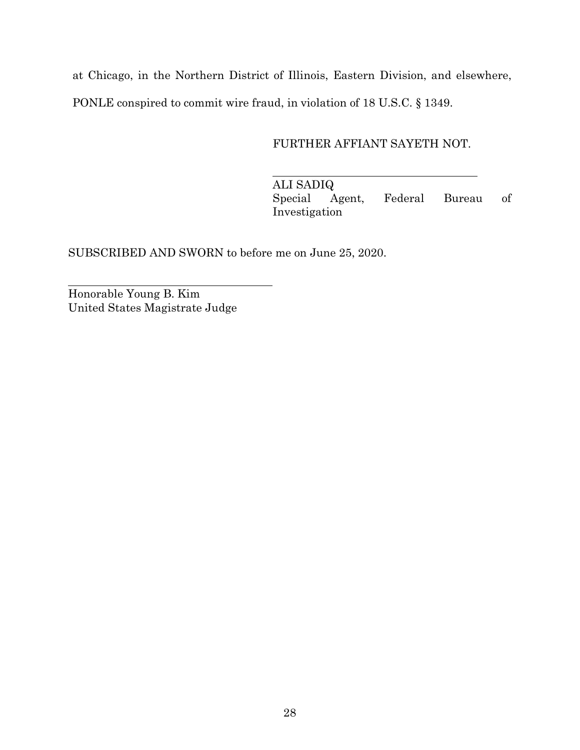at Chicago, in the Northern District of Illinois, Eastern Division, and elsewhere, PONLE conspired to commit wire fraud, in violation of 18 U.S.C. § 1349.

FURTHER AFFIANT SAYETH NOT.

\_\_\_\_\_\_\_\_\_\_\_\_\_\_\_\_\_\_\_\_\_\_\_\_\_\_\_\_\_\_\_\_\_\_\_\_

ALI SADIQ
Special Agent, Federal Bureau of Investigation

SUBSCRIBED AND SWORN to before me on June 25, 2020.

\_\_\_\_\_\_\_\_\_\_\_\_\_\_\_\_\_\_\_\_\_\_\_\_\_\_\_\_\_\_\_\_\_\_\_\_

Honorable Young B. Kim
United States Magistrate Judge